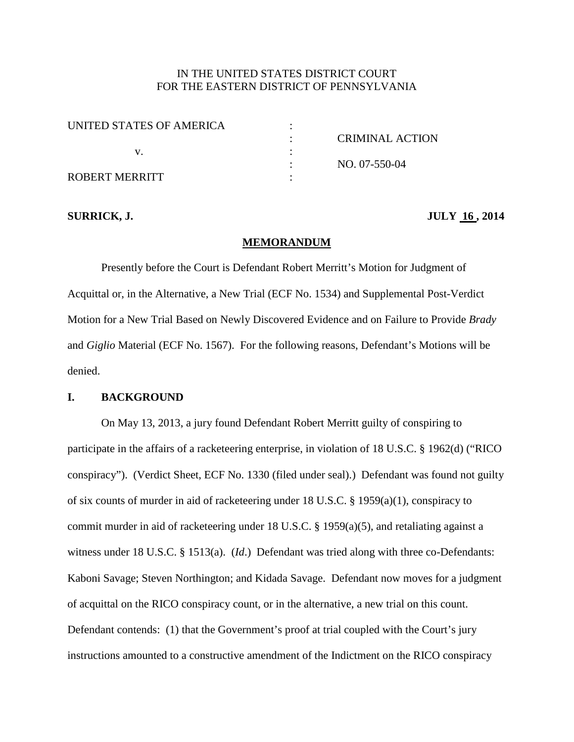IN THE UNITED STATES DISTRICT COURT
FOR THE EASTERN DISTRICT OF PENNSYLVANIA

| | | |
|---|---|---|
| UNITED STATES OF AMERICA | : | |
| | : | CRIMINAL ACTION |
| v. | : | |
| | : | NO. 07-550-04 |
| ROBERT MERRITT | : | |

**SURRICK, J.** **JULY 16 , 2014**

## MEMORANDUM

Presently before the Court is Defendant Robert Merritt's Motion for Judgment of Acquittal or, in the Alternative, a New Trial (ECF No. 1534) and Supplemental Post-Verdict Motion for a New Trial Based on Newly Discovered Evidence and on Failure to Provide *Brady* and *Giglio* Material (ECF No. 1567). For the following reasons, Defendant's Motions will be denied.

### I. BACKGROUND

On May 13, 2013, a jury found Defendant Robert Merritt guilty of conspiring to participate in the affairs of a racketeering enterprise, in violation of 18 U.S.C. § 1962(d) ("RICO conspiracy"). (Verdict Sheet, ECF No. 1330 (filed under seal).) Defendant was found not guilty of six counts of murder in aid of racketeering under 18 U.S.C. § 1959(a)(1), conspiracy to commit murder in aid of racketeering under 18 U.S.C. § 1959(a)(5), and retaliating against a witness under 18 U.S.C. § 1513(a). (*Id*.) Defendant was tried along with three co-Defendants: Kaboni Savage; Steven Northington; and Kidada Savage. Defendant now moves for a judgment of acquittal on the RICO conspiracy count, or in the alternative, a new trial on this count. Defendant contends: (1) that the Government's proof at trial coupled with the Court's jury instructions amounted to a constructive amendment of the Indictment on the RICO conspiracy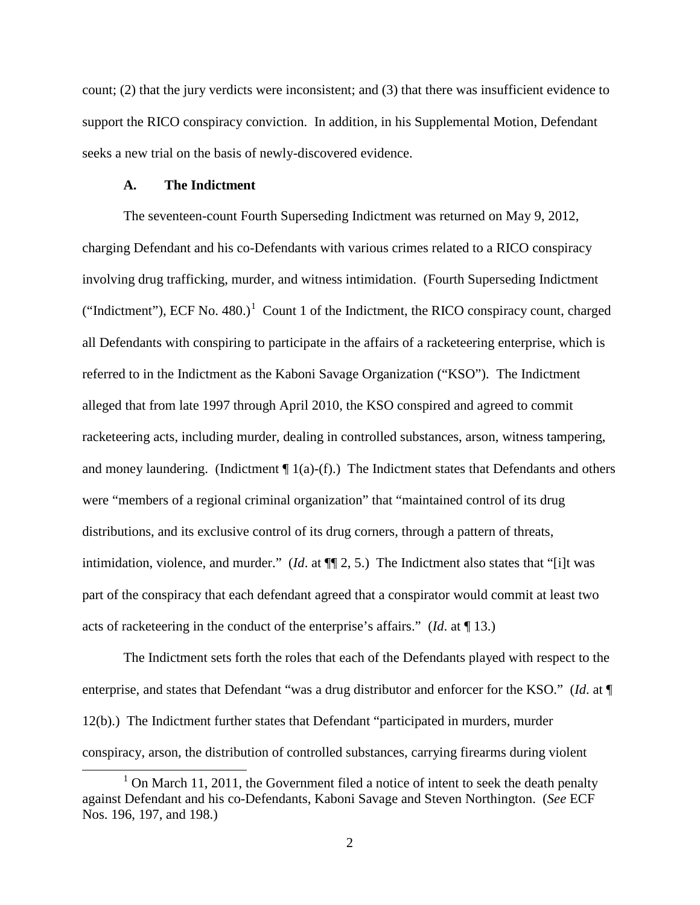count; (2) that the jury verdicts were inconsistent; and (3) that there was insufficient evidence to support the RICO conspiracy conviction. In addition, in his Supplemental Motion, Defendant seeks a new trial on the basis of newly-discovered evidence.

### A. The Indictment

The seventeen-count Fourth Superseding Indictment was returned on May 9, 2012, charging Defendant and his co-Defendants with various crimes related to a RICO conspiracy involving drug trafficking, murder, and witness intimidation. (Fourth Superseding Indictment ("Indictment"), ECF No. 480.)[1] Count 1 of the Indictment, the RICO conspiracy count, charged all Defendants with conspiring to participate in the affairs of a racketeering enterprise, which is referred to in the Indictment as the Kaboni Savage Organization ("KSO"). The Indictment alleged that from late 1997 through April 2010, the KSO conspired and agreed to commit racketeering acts, including murder, dealing in controlled substances, arson, witness tampering, and money laundering. (Indictment ¶ 1(a)-(f).) The Indictment states that Defendants and others were "members of a regional criminal organization" that "maintained control of its drug distributions, and its exclusive control of its drug corners, through a pattern of threats, intimidation, violence, and murder." (*Id*. at ¶¶ 2, 5.) The Indictment also states that "[i]t was part of the conspiracy that each defendant agreed that a conspirator would commit at least two acts of racketeering in the conduct of the enterprise's affairs." (*Id*. at ¶ 13.)

The Indictment sets forth the roles that each of the Defendants played with respect to the enterprise, and states that Defendant "was a drug distributor and enforcer for the KSO." (*Id*. at ¶ 12(b).) The Indictment further states that Defendant "participated in murders, murder conspiracy, arson, the distribution of controlled substances, carrying firearms during violent

[1] On March 11, 2011, the Government filed a notice of intent to seek the death penalty against Defendant and his co-Defendants, Kaboni Savage and Steven Northington. (*See* ECF Nos. 196, 197, and 198.)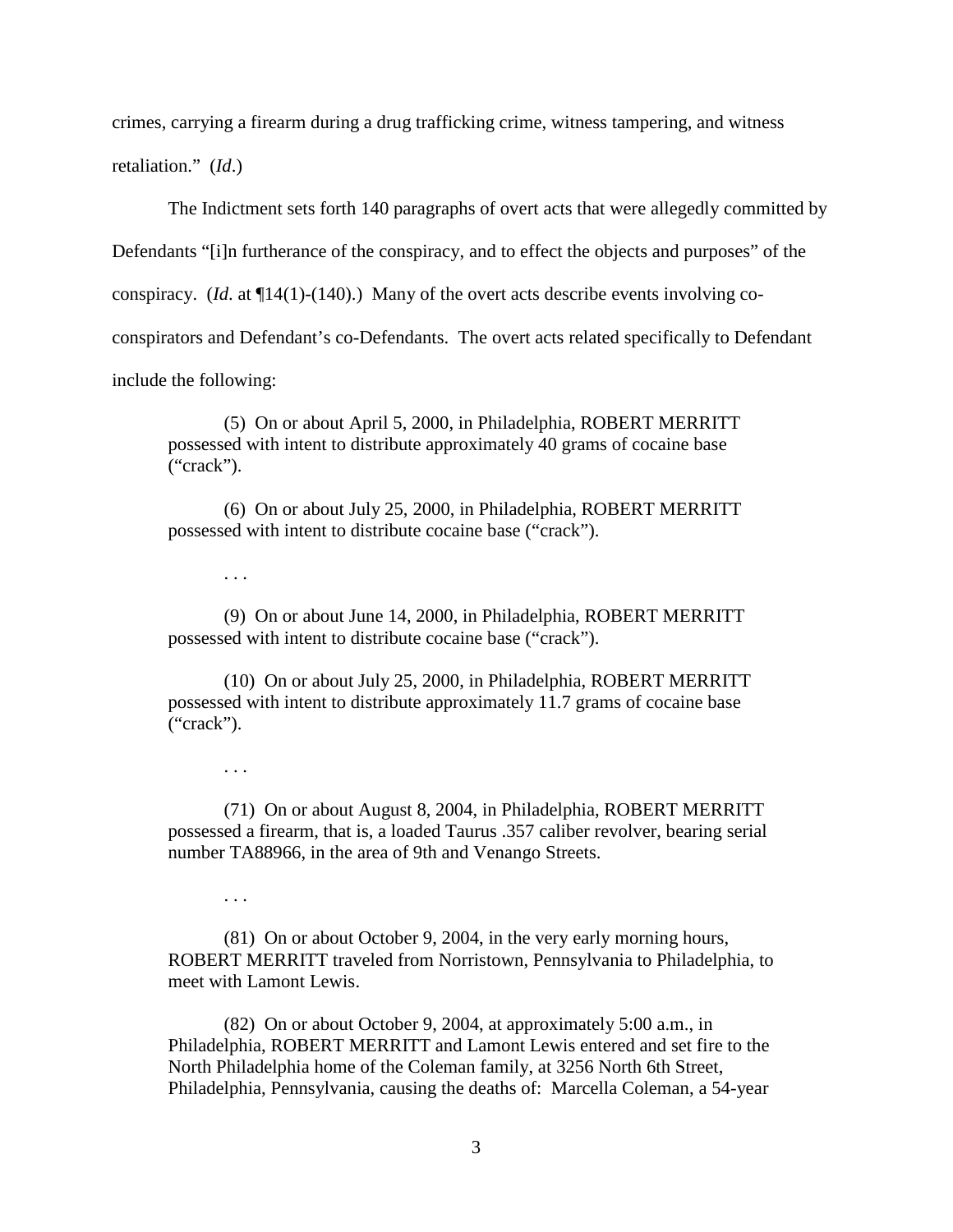crimes, carrying a firearm during a drug trafficking crime, witness tampering, and witness retaliation." (*Id*.)

The Indictment sets forth 140 paragraphs of overt acts that were allegedly committed by Defendants "[i]n furtherance of the conspiracy, and to effect the objects and purposes" of the conspiracy. (*Id*. at ¶14(1)-(140).) Many of the overt acts describe events involving co-conspirators and Defendant's co-Defendants. The overt acts related specifically to Defendant include the following:

> (5) On or about April 5, 2000, in Philadelphia, ROBERT MERRITT possessed with intent to distribute approximately 40 grams of cocaine base ("crack").
>
> (6) On or about July 25, 2000, in Philadelphia, ROBERT MERRITT possessed with intent to distribute cocaine base ("crack").
>
> . . .
>
> (9) On or about June 14, 2000, in Philadelphia, ROBERT MERRITT possessed with intent to distribute cocaine base ("crack").
>
> (10) On or about July 25, 2000, in Philadelphia, ROBERT MERRITT possessed with intent to distribute approximately 11.7 grams of cocaine base ("crack").
>
> . . .
>
> (71) On or about August 8, 2004, in Philadelphia, ROBERT MERRITT possessed a firearm, that is, a loaded Taurus .357 caliber revolver, bearing serial number TA88966, in the area of 9th and Venango Streets.
>
> . . .
>
> (81) On or about October 9, 2004, in the very early morning hours, ROBERT MERRITT traveled from Norristown, Pennsylvania to Philadelphia, to meet with Lamont Lewis.
>
> (82) On or about October 9, 2004, at approximately 5:00 a.m., in Philadelphia, ROBERT MERRITT and Lamont Lewis entered and set fire to the North Philadelphia home of the Coleman family, at 3256 North 6th Street, Philadelphia, Pennsylvania, causing the deaths of: Marcella Coleman, a 54-year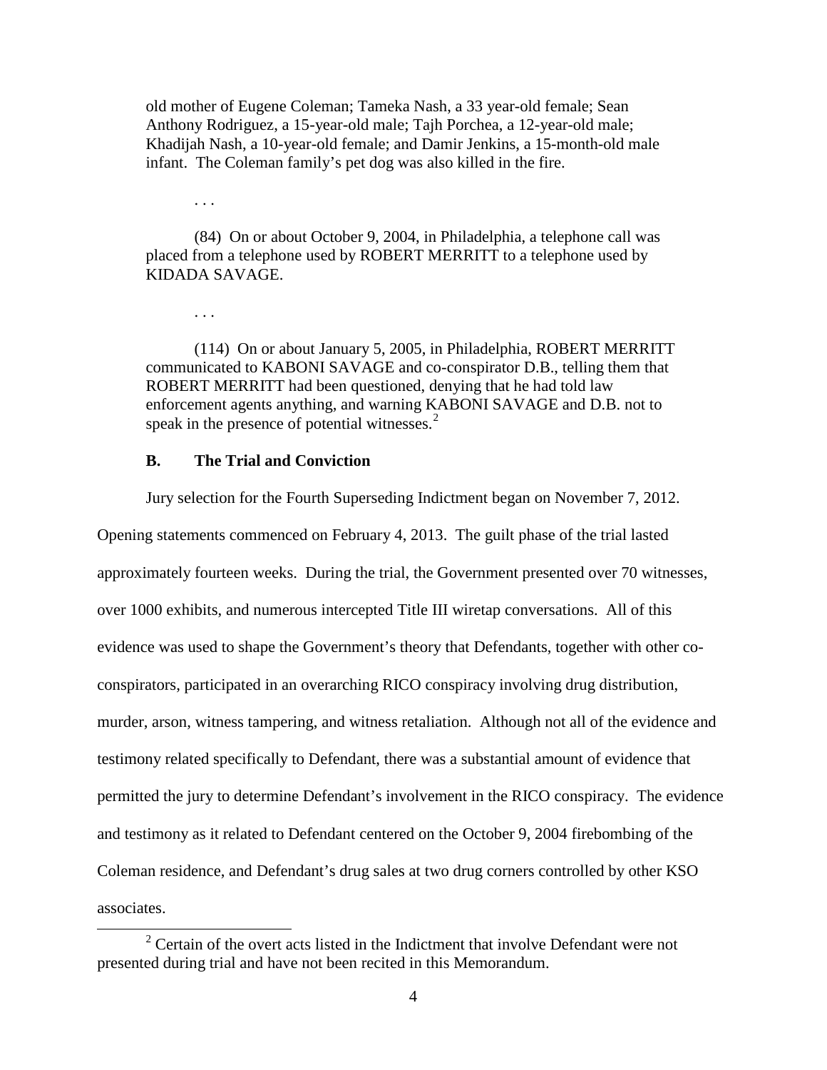old mother of Eugene Coleman; Tameka Nash, a 33 year-old female; Sean Anthony Rodriguez, a 15-year-old male; Tajh Porchea, a 12-year-old male; Khadijah Nash, a 10-year-old female; and Damir Jenkins, a 15-month-old male infant. The Coleman family's pet dog was also killed in the fire.

. . .

(84) On or about October 9, 2004, in Philadelphia, a telephone call was placed from a telephone used by ROBERT MERRITT to a telephone used by KIDADA SAVAGE.

. . .

(114) On or about January 5, 2005, in Philadelphia, ROBERT MERRITT communicated to KABONI SAVAGE and co-conspirator D.B., telling them that ROBERT MERRITT had been questioned, denying that he had told law enforcement agents anything, and warning KABONI SAVAGE and D.B. not to speak in the presence of potential witnesses.[2]

### B. The Trial and Conviction

Jury selection for the Fourth Superseding Indictment began on November 7, 2012. Opening statements commenced on February 4, 2013. The guilt phase of the trial lasted approximately fourteen weeks. During the trial, the Government presented over 70 witnesses, over 1000 exhibits, and numerous intercepted Title III wiretap conversations. All of this evidence was used to shape the Government's theory that Defendants, together with other co-conspirators, participated in an overarching RICO conspiracy involving drug distribution, murder, arson, witness tampering, and witness retaliation. Although not all of the evidence and testimony related specifically to Defendant, there was a substantial amount of evidence that permitted the jury to determine Defendant's involvement in the RICO conspiracy. The evidence and testimony as it related to Defendant centered on the October 9, 2004 firebombing of the Coleman residence, and Defendant's drug sales at two drug corners controlled by other KSO associates.

[2] Certain of the overt acts listed in the Indictment that involve Defendant were not presented during trial and have not been recited in this Memorandum.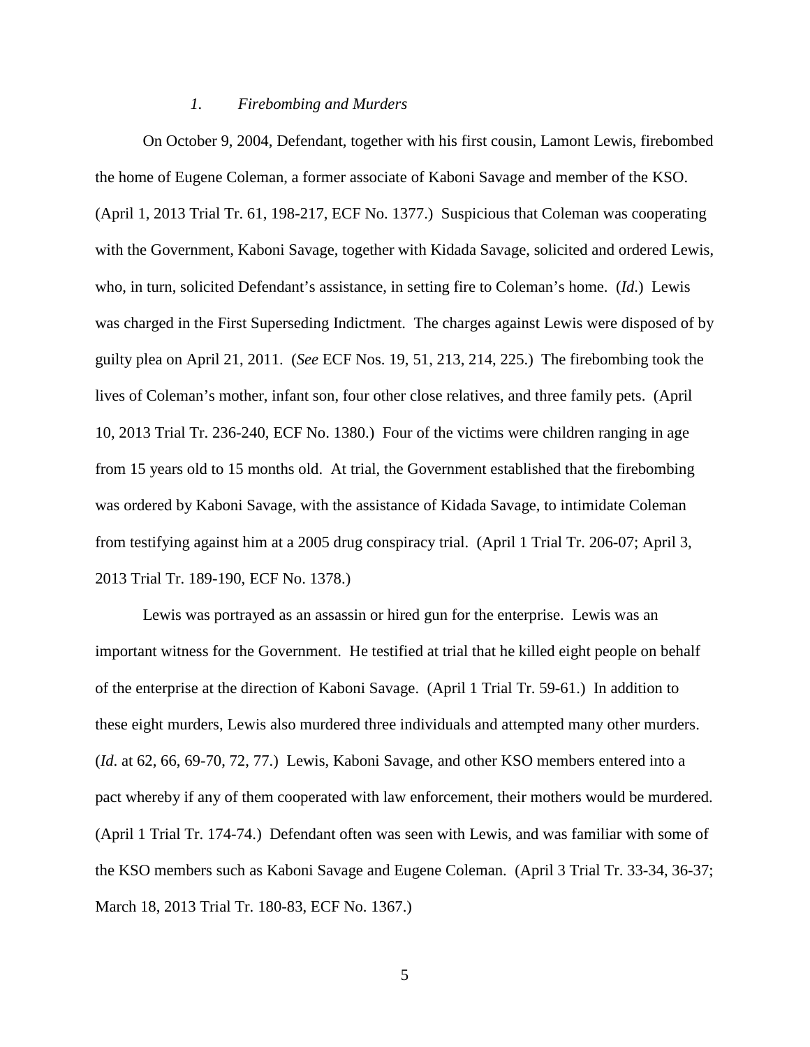### *1. Firebombing and Murders*

On October 9, 2004, Defendant, together with his first cousin, Lamont Lewis, firebombed the home of Eugene Coleman, a former associate of Kaboni Savage and member of the KSO. (April 1, 2013 Trial Tr. 61, 198-217, ECF No. 1377.) Suspicious that Coleman was cooperating with the Government, Kaboni Savage, together with Kidada Savage, solicited and ordered Lewis, who, in turn, solicited Defendant's assistance, in setting fire to Coleman's home. (*Id*.) Lewis was charged in the First Superseding Indictment. The charges against Lewis were disposed of by guilty plea on April 21, 2011. (*See* ECF Nos. 19, 51, 213, 214, 225.) The firebombing took the lives of Coleman's mother, infant son, four other close relatives, and three family pets. (April 10, 2013 Trial Tr. 236-240, ECF No. 1380.) Four of the victims were children ranging in age from 15 years old to 15 months old. At trial, the Government established that the firebombing was ordered by Kaboni Savage, with the assistance of Kidada Savage, to intimidate Coleman from testifying against him at a 2005 drug conspiracy trial. (April 1 Trial Tr. 206-07; April 3, 2013 Trial Tr. 189-190, ECF No. 1378.)

Lewis was portrayed as an assassin or hired gun for the enterprise. Lewis was an important witness for the Government. He testified at trial that he killed eight people on behalf of the enterprise at the direction of Kaboni Savage. (April 1 Trial Tr. 59-61.) In addition to these eight murders, Lewis also murdered three individuals and attempted many other murders. (*Id*. at 62, 66, 69-70, 72, 77.) Lewis, Kaboni Savage, and other KSO members entered into a pact whereby if any of them cooperated with law enforcement, their mothers would be murdered. (April 1 Trial Tr. 174-74.) Defendant often was seen with Lewis, and was familiar with some of the KSO members such as Kaboni Savage and Eugene Coleman. (April 3 Trial Tr. 33-34, 36-37; March 18, 2013 Trial Tr. 180-83, ECF No. 1367.)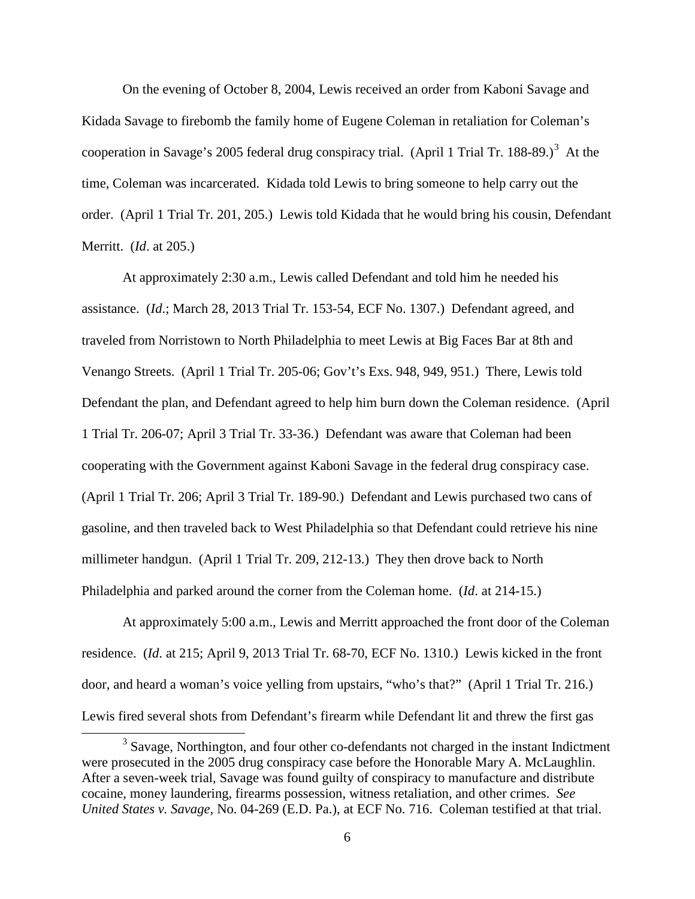On the evening of October 8, 2004, Lewis received an order from Kaboni Savage and Kidada Savage to firebomb the family home of Eugene Coleman in retaliation for Coleman's cooperation in Savage's 2005 federal drug conspiracy trial. (April 1 Trial Tr. 188-89.)[3] At the time, Coleman was incarcerated. Kidada told Lewis to bring someone to help carry out the order. (April 1 Trial Tr. 201, 205.) Lewis told Kidada that he would bring his cousin, Defendant Merritt. (*Id*. at 205.)

At approximately 2:30 a.m., Lewis called Defendant and told him he needed his assistance. (*Id*.; March 28, 2013 Trial Tr. 153-54, ECF No. 1307.) Defendant agreed, and traveled from Norristown to North Philadelphia to meet Lewis at Big Faces Bar at 8th and Venango Streets. (April 1 Trial Tr. 205-06; Gov't's Exs. 948, 949, 951.) There, Lewis told Defendant the plan, and Defendant agreed to help him burn down the Coleman residence. (April 1 Trial Tr. 206-07; April 3 Trial Tr. 33-36.) Defendant was aware that Coleman had been cooperating with the Government against Kaboni Savage in the federal drug conspiracy case. (April 1 Trial Tr. 206; April 3 Trial Tr. 189-90.) Defendant and Lewis purchased two cans of gasoline, and then traveled back to West Philadelphia so that Defendant could retrieve his nine millimeter handgun. (April 1 Trial Tr. 209, 212-13.) They then drove back to North Philadelphia and parked around the corner from the Coleman home. (*Id*. at 214-15.)

At approximately 5:00 a.m., Lewis and Merritt approached the front door of the Coleman residence. (*Id*. at 215; April 9, 2013 Trial Tr. 68-70, ECF No. 1310.) Lewis kicked in the front door, and heard a woman's voice yelling from upstairs, "who's that?" (April 1 Trial Tr. 216.) Lewis fired several shots from Defendant's firearm while Defendant lit and threw the first gas

[3] Savage, Northington, and four other co-defendants not charged in the instant Indictment were prosecuted in the 2005 drug conspiracy case before the Honorable Mary A. McLaughlin. After a seven-week trial, Savage was found guilty of conspiracy to manufacture and distribute cocaine, money laundering, firearms possession, witness retaliation, and other crimes. *See United States v. Savage*, No. 04-269 (E.D. Pa.), at ECF No. 716. Coleman testified at that trial.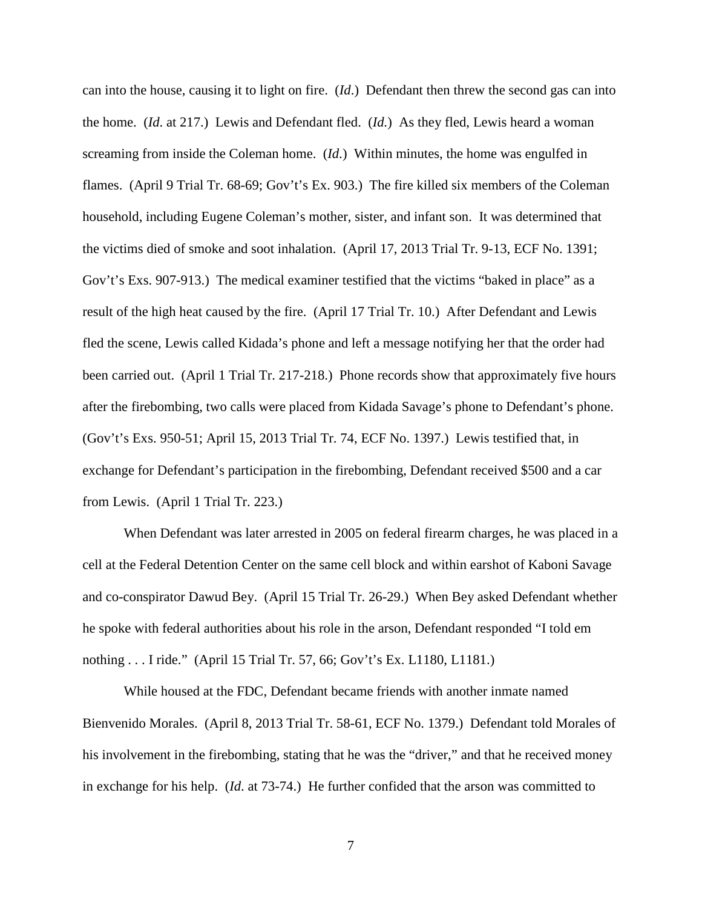can into the house, causing it to light on fire. (*Id*.) Defendant then threw the second gas can into the home. (*Id*. at 217.) Lewis and Defendant fled. (*Id.*) As they fled, Lewis heard a woman screaming from inside the Coleman home. (*Id*.) Within minutes, the home was engulfed in flames. (April 9 Trial Tr. 68-69; Gov't's Ex. 903.) The fire killed six members of the Coleman household, including Eugene Coleman's mother, sister, and infant son. It was determined that the victims died of smoke and soot inhalation. (April 17, 2013 Trial Tr. 9-13, ECF No. 1391; Gov't's Exs. 907-913.) The medical examiner testified that the victims "baked in place" as a result of the high heat caused by the fire. (April 17 Trial Tr. 10.) After Defendant and Lewis fled the scene, Lewis called Kidada's phone and left a message notifying her that the order had been carried out. (April 1 Trial Tr. 217-218.) Phone records show that approximately five hours after the firebombing, two calls were placed from Kidada Savage's phone to Defendant's phone. (Gov't's Exs. 950-51; April 15, 2013 Trial Tr. 74, ECF No. 1397.) Lewis testified that, in exchange for Defendant's participation in the firebombing, Defendant received $500 and a car from Lewis. (April 1 Trial Tr. 223.)

When Defendant was later arrested in 2005 on federal firearm charges, he was placed in a cell at the Federal Detention Center on the same cell block and within earshot of Kaboni Savage and co-conspirator Dawud Bey. (April 15 Trial Tr. 26-29.) When Bey asked Defendant whether he spoke with federal authorities about his role in the arson, Defendant responded "I told em nothing . . . I ride." (April 15 Trial Tr. 57, 66; Gov't's Ex. L1180, L1181.)

While housed at the FDC, Defendant became friends with another inmate named Bienvenido Morales. (April 8, 2013 Trial Tr. 58-61, ECF No. 1379.) Defendant told Morales of his involvement in the firebombing, stating that he was the "driver," and that he received money in exchange for his help. (*Id*. at 73-74.) He further confided that the arson was committed to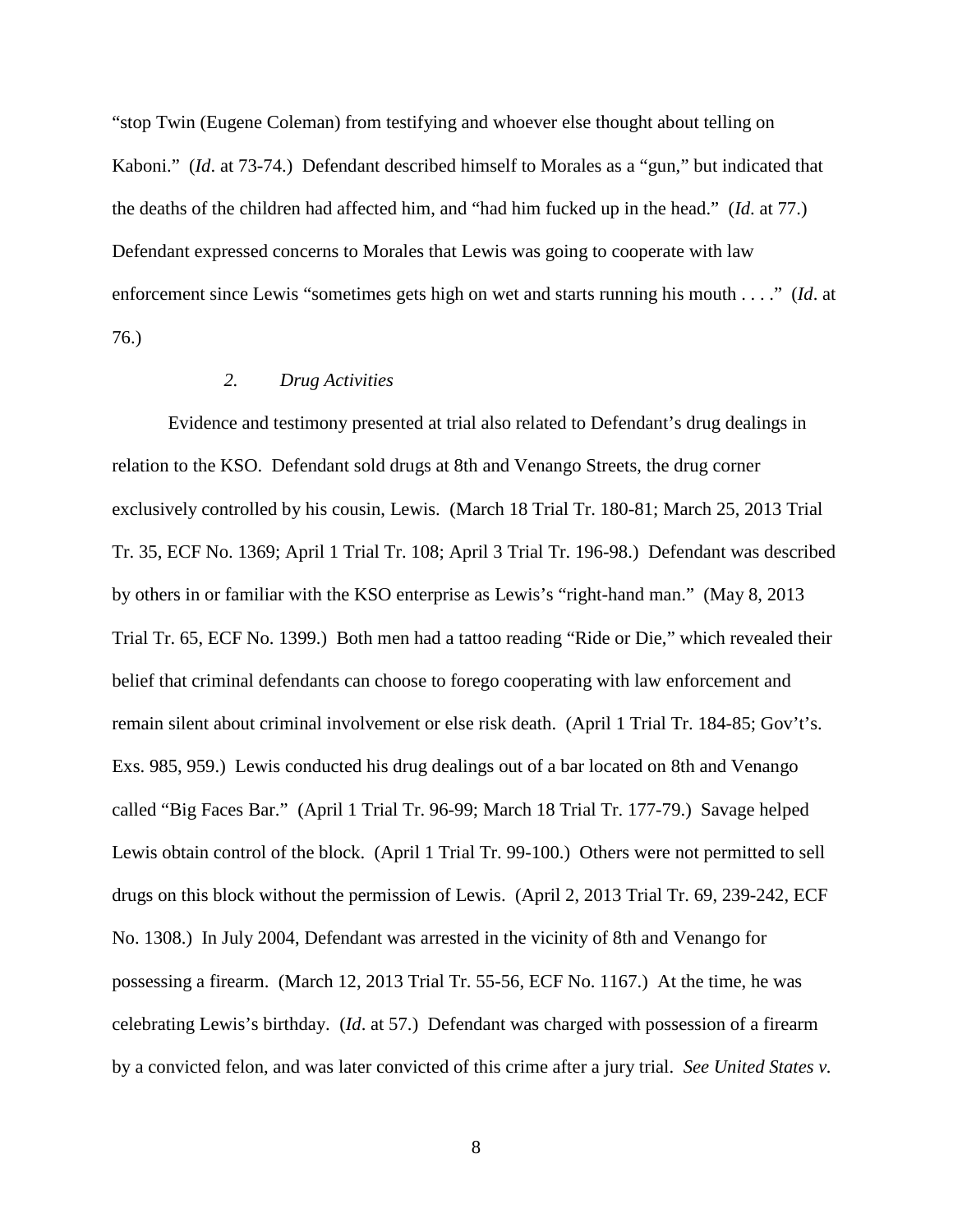"stop Twin (Eugene Coleman) from testifying and whoever else thought about telling on Kaboni." (*Id*. at 73-74.) Defendant described himself to Morales as a "gun," but indicated that the deaths of the children had affected him, and "had him fucked up in the head." (*Id*. at 77.) Defendant expressed concerns to Morales that Lewis was going to cooperate with law enforcement since Lewis "sometimes gets high on wet and starts running his mouth . . . ." (*Id*. at 76.)

### *2. Drug Activities*

Evidence and testimony presented at trial also related to Defendant's drug dealings in relation to the KSO. Defendant sold drugs at 8th and Venango Streets, the drug corner exclusively controlled by his cousin, Lewis. (March 18 Trial Tr. 180-81; March 25, 2013 Trial Tr. 35, ECF No. 1369; April 1 Trial Tr. 108; April 3 Trial Tr. 196-98.) Defendant was described by others in or familiar with the KSO enterprise as Lewis's "right-hand man." (May 8, 2013 Trial Tr. 65, ECF No. 1399.) Both men had a tattoo reading "Ride or Die," which revealed their belief that criminal defendants can choose to forego cooperating with law enforcement and remain silent about criminal involvement or else risk death. (April 1 Trial Tr. 184-85; Gov't's. Exs. 985, 959.) Lewis conducted his drug dealings out of a bar located on 8th and Venango called "Big Faces Bar." (April 1 Trial Tr. 96-99; March 18 Trial Tr. 177-79.) Savage helped Lewis obtain control of the block. (April 1 Trial Tr. 99-100.) Others were not permitted to sell drugs on this block without the permission of Lewis. (April 2, 2013 Trial Tr. 69, 239-242, ECF No. 1308.) In July 2004, Defendant was arrested in the vicinity of 8th and Venango for possessing a firearm. (March 12, 2013 Trial Tr. 55-56, ECF No. 1167.) At the time, he was celebrating Lewis's birthday. (*Id*. at 57.) Defendant was charged with possession of a firearm by a convicted felon, and was later convicted of this crime after a jury trial. *See United States v.*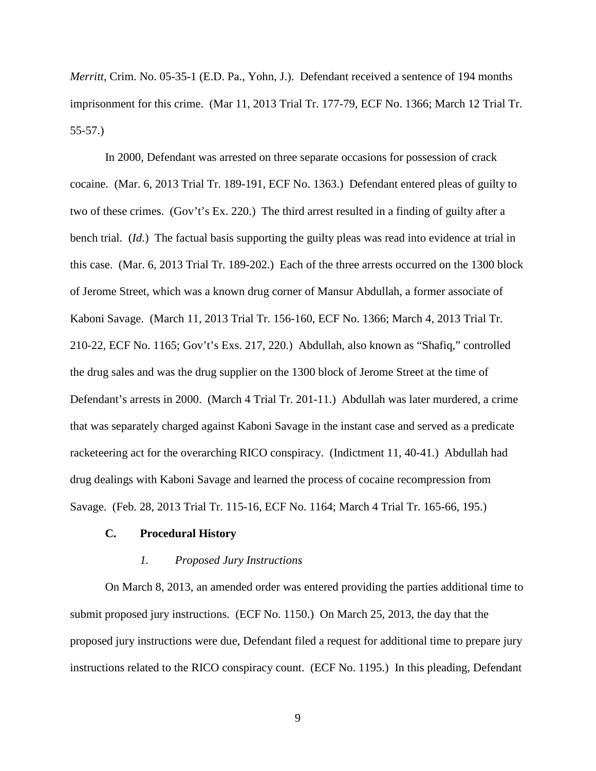*Merritt*, Crim. No. 05-35-1 (E.D. Pa., Yohn, J.). Defendant received a sentence of 194 months imprisonment for this crime. (Mar 11, 2013 Trial Tr. 177-79, ECF No. 1366; March 12 Trial Tr. 55-57.)

In 2000, Defendant was arrested on three separate occasions for possession of crack cocaine. (Mar. 6, 2013 Trial Tr. 189-191, ECF No. 1363.) Defendant entered pleas of guilty to two of these crimes. (Gov't's Ex. 220.) The third arrest resulted in a finding of guilty after a bench trial. (*Id.*) The factual basis supporting the guilty pleas was read into evidence at trial in this case. (Mar. 6, 2013 Trial Tr. 189-202.) Each of the three arrests occurred on the 1300 block of Jerome Street, which was a known drug corner of Mansur Abdullah, a former associate of Kaboni Savage. (March 11, 2013 Trial Tr. 156-160, ECF No. 1366; March 4, 2013 Trial Tr. 210-22, ECF No. 1165; Gov't's Exs. 217, 220.) Abdullah, also known as "Shafiq," controlled the drug sales and was the drug supplier on the 1300 block of Jerome Street at the time of Defendant's arrests in 2000. (March 4 Trial Tr. 201-11.) Abdullah was later murdered, a crime that was separately charged against Kaboni Savage in the instant case and served as a predicate racketeering act for the overarching RICO conspiracy. (Indictment 11, 40-41.) Abdullah had drug dealings with Kaboni Savage and learned the process of cocaine recompression from Savage. (Feb. 28, 2013 Trial Tr. 115-16, ECF No. 1164; March 4 Trial Tr. 165-66, 195.)

### C. Procedural History

#### *1. Proposed Jury Instructions*

On March 8, 2013, an amended order was entered providing the parties additional time to submit proposed jury instructions. (ECF No. 1150.) On March 25, 2013, the day that the proposed jury instructions were due, Defendant filed a request for additional time to prepare jury instructions related to the RICO conspiracy count. (ECF No. 1195.) In this pleading, Defendant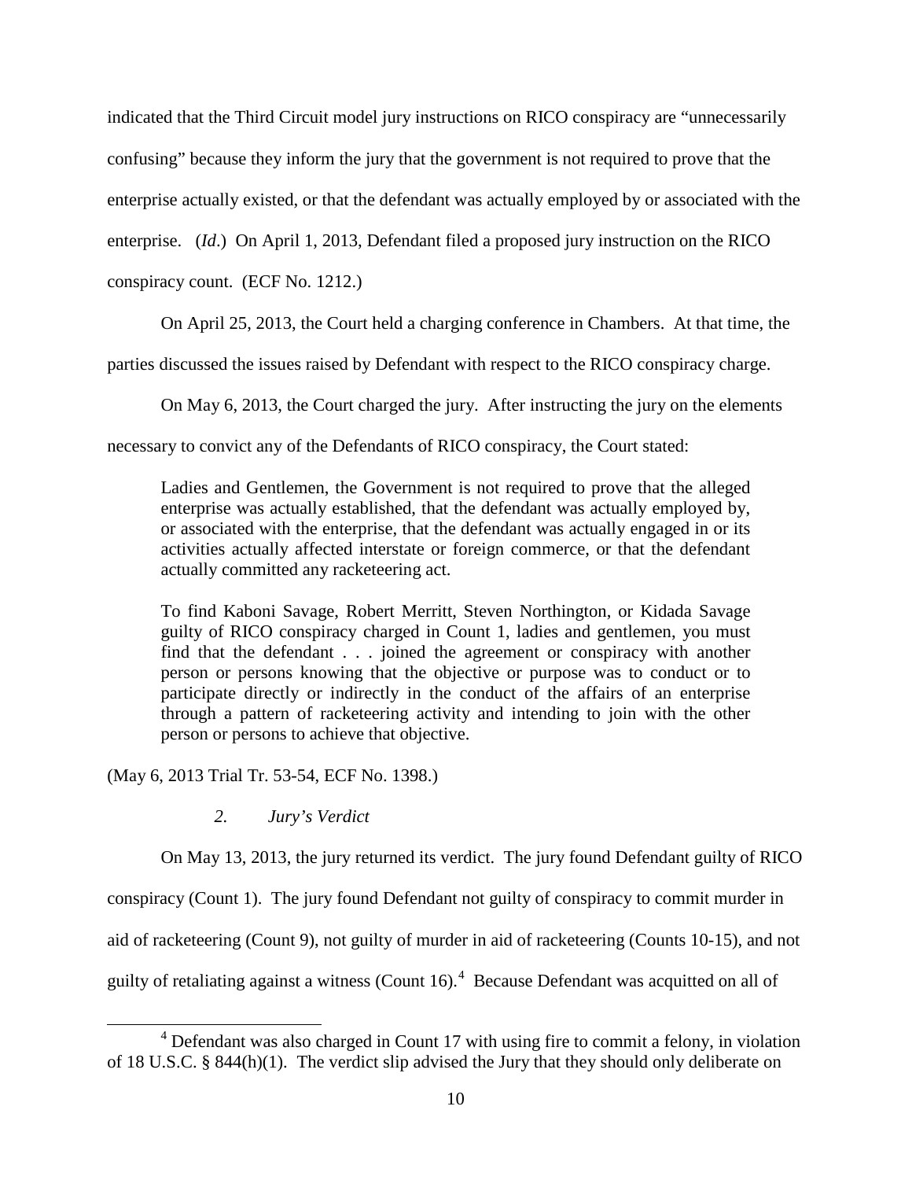indicated that the Third Circuit model jury instructions on RICO conspiracy are "unnecessarily confusing" because they inform the jury that the government is not required to prove that the enterprise actually existed, or that the defendant was actually employed by or associated with the enterprise. (*Id*.) On April 1, 2013, Defendant filed a proposed jury instruction on the RICO conspiracy count. (ECF No. 1212.)

On April 25, 2013, the Court held a charging conference in Chambers. At that time, the parties discussed the issues raised by Defendant with respect to the RICO conspiracy charge.

On May 6, 2013, the Court charged the jury. After instructing the jury on the elements necessary to convict any of the Defendants of RICO conspiracy, the Court stated:

> Ladies and Gentlemen, the Government is not required to prove that the alleged enterprise was actually established, that the defendant was actually employed by, or associated with the enterprise, that the defendant was actually engaged in or its activities actually affected interstate or foreign commerce, or that the defendant actually committed any racketeering act.
>
> To find Kaboni Savage, Robert Merritt, Steven Northington, or Kidada Savage guilty of RICO conspiracy charged in Count 1, ladies and gentlemen, you must find that the defendant . . . joined the agreement or conspiracy with another person or persons knowing that the objective or purpose was to conduct or to participate directly or indirectly in the conduct of the affairs of an enterprise through a pattern of racketeering activity and intending to join with the other person or persons to achieve that objective.

(May 6, 2013 Trial Tr. 53-54, ECF No. 1398.)

### *2. Jury's Verdict*

On May 13, 2013, the jury returned its verdict. The jury found Defendant guilty of RICO conspiracy (Count 1). The jury found Defendant not guilty of conspiracy to commit murder in aid of racketeering (Count 9), not guilty of murder in aid of racketeering (Counts 10-15), and not guilty of retaliating against a witness (Count 16).[4] Because Defendant was acquitted on all of

[4] Defendant was also charged in Count 17 with using fire to commit a felony, in violation of 18 U.S.C. § 844(h)(1). The verdict slip advised the Jury that they should only deliberate on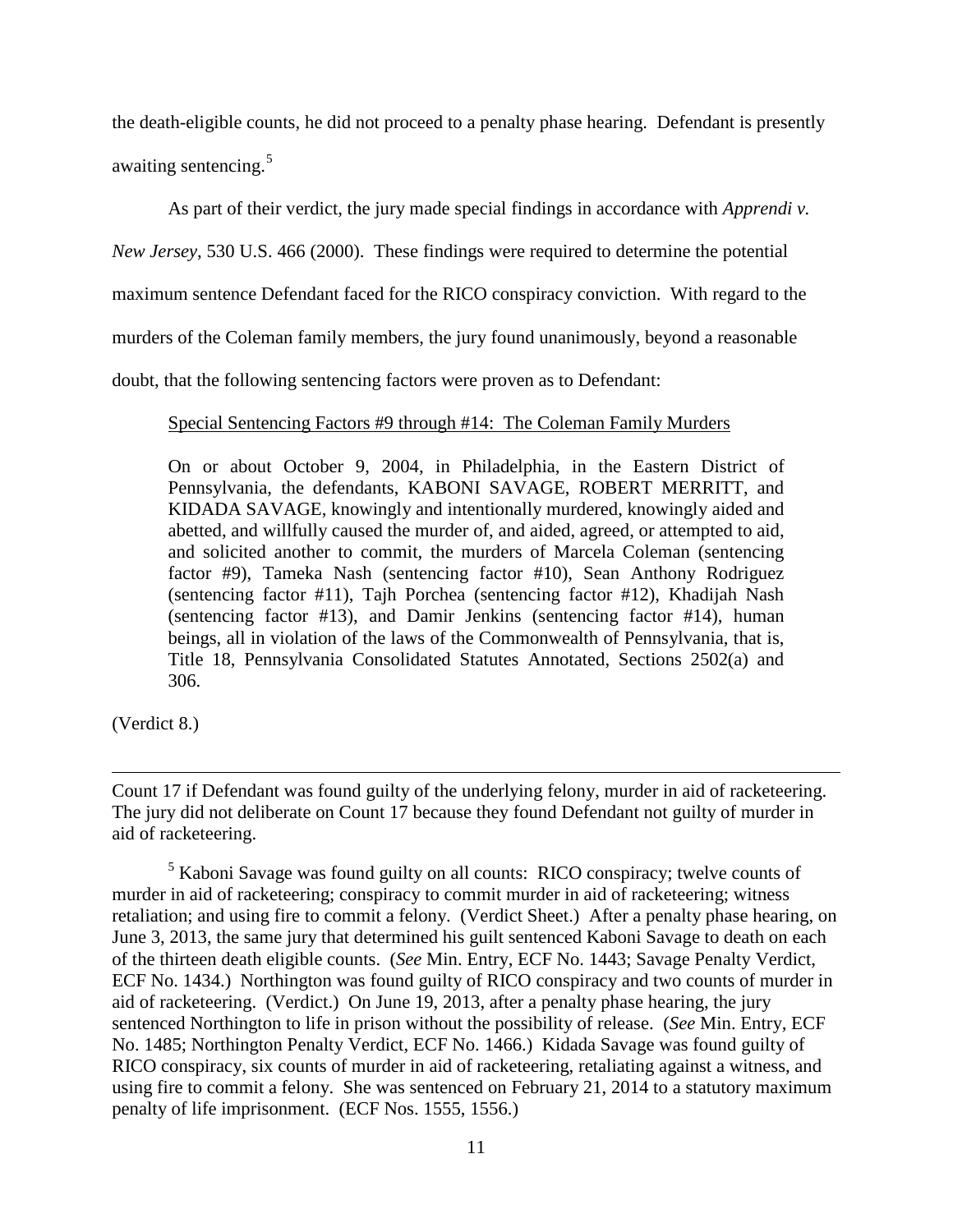the death-eligible counts, he did not proceed to a penalty phase hearing. Defendant is presently awaiting sentencing.[5]

As part of their verdict, the jury made special findings in accordance with *Apprendi v. New Jersey*, 530 U.S. 466 (2000). These findings were required to determine the potential maximum sentence Defendant faced for the RICO conspiracy conviction. With regard to the murders of the Coleman family members, the jury found unanimously, beyond a reasonable doubt, that the following sentencing factors were proven as to Defendant:

> Special Sentencing Factors #9 through #14: The Coleman Family Murders
>
> On or about October 9, 2004, in Philadelphia, in the Eastern District of Pennsylvania, the defendants, KABONI SAVAGE, ROBERT MERRITT, and KIDADA SAVAGE, knowingly and intentionally murdered, knowingly aided and abetted, and willfully caused the murder of, and aided, agreed, or attempted to aid, and solicited another to commit, the murders of Marcela Coleman (sentencing factor #9), Tameka Nash (sentencing factor #10), Sean Anthony Rodriguez (sentencing factor #11), Tajh Porchea (sentencing factor #12), Khadijah Nash (sentencing factor #13), and Damir Jenkins (sentencing factor #14), human beings, all in violation of the laws of the Commonwealth of Pennsylvania, that is, Title 18, Pennsylvania Consolidated Statutes Annotated, Sections 2502(a) and 306.

(Verdict 8.)

---

Count 17 if Defendant was found guilty of the underlying felony, murder in aid of racketeering. The jury did not deliberate on Count 17 because they found Defendant not guilty of murder in aid of racketeering.

[5] Kaboni Savage was found guilty on all counts: RICO conspiracy; twelve counts of murder in aid of racketeering; conspiracy to commit murder in aid of racketeering; witness retaliation; and using fire to commit a felony. (Verdict Sheet.) After a penalty phase hearing, on June 3, 2013, the same jury that determined his guilt sentenced Kaboni Savage to death on each of the thirteen death eligible counts. (*See* Min. Entry, ECF No. 1443; Savage Penalty Verdict, ECF No. 1434.) Northington was found guilty of RICO conspiracy and two counts of murder in aid of racketeering. (Verdict.) On June 19, 2013, after a penalty phase hearing, the jury sentenced Northington to life in prison without the possibility of release. (*See* Min. Entry, ECF No. 1485; Northington Penalty Verdict, ECF No. 1466.) Kidada Savage was found guilty of RICO conspiracy, six counts of murder in aid of racketeering, retaliating against a witness, and using fire to commit a felony. She was sentenced on February 21, 2014 to a statutory maximum penalty of life imprisonment. (ECF Nos. 1555, 1556.)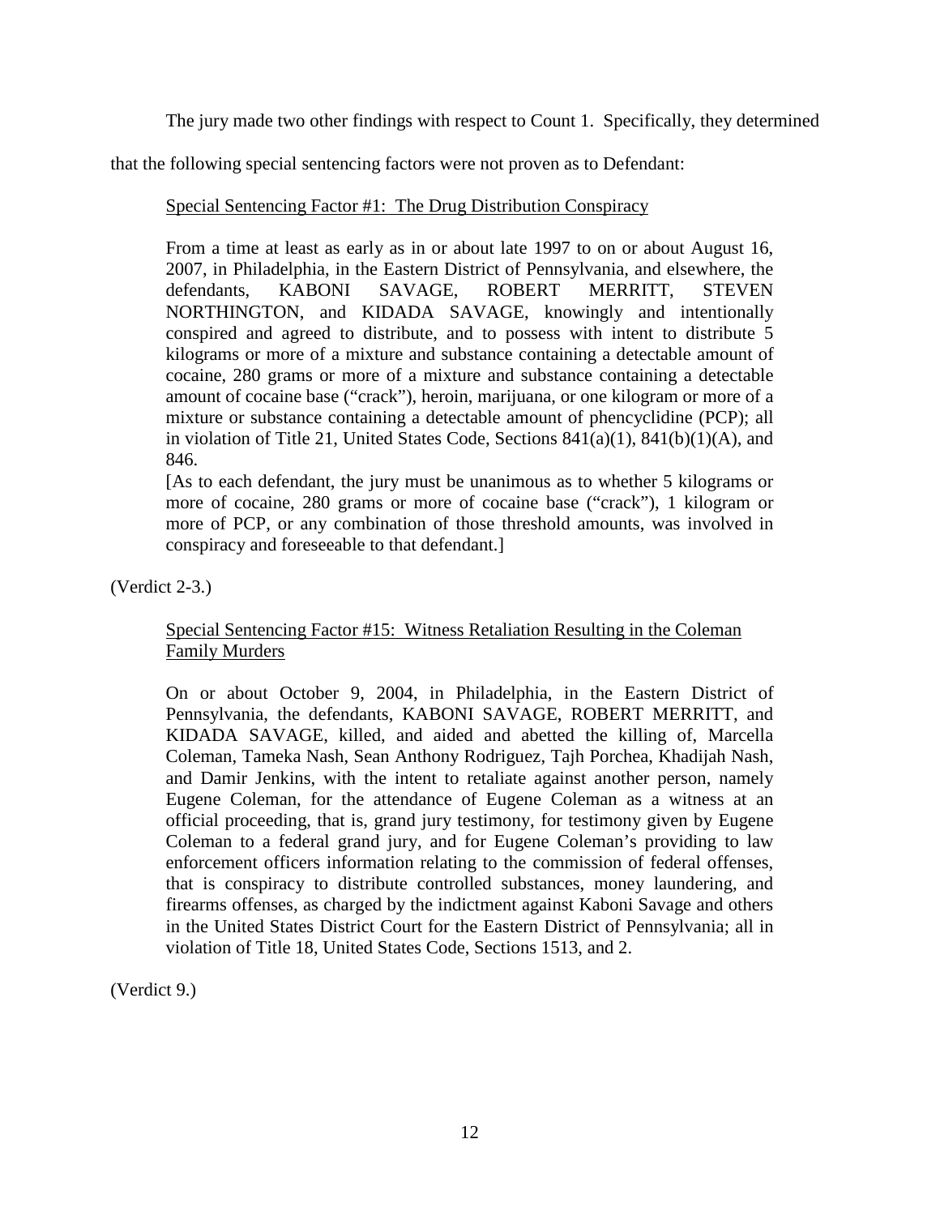The jury made two other findings with respect to Count 1. Specifically, they determined that the following special sentencing factors were not proven as to Defendant:

> <u>Special Sentencing Factor #1: The Drug Distribution Conspiracy</u>
>
> From a time at least as early as in or about late 1997 to on or about August 16, 2007, in Philadelphia, in the Eastern District of Pennsylvania, and elsewhere, the defendants, KABONI SAVAGE, ROBERT MERRITT, STEVEN NORTHINGTON, and KIDADA SAVAGE, knowingly and intentionally conspired and agreed to distribute, and to possess with intent to distribute 5 kilograms or more of a mixture and substance containing a detectable amount of cocaine, 280 grams or more of a mixture and substance containing a detectable amount of cocaine base ("crack"), heroin, marijuana, or one kilogram or more of a mixture or substance containing a detectable amount of phencyclidine (PCP); all in violation of Title 21, United States Code, Sections 841(a)(1), 841(b)(1)(A), and 846.
>
> [As to each defendant, the jury must be unanimous as to whether 5 kilograms or more of cocaine, 280 grams or more of cocaine base ("crack"), 1 kilogram or more of PCP, or any combination of those threshold amounts, was involved in conspiracy and foreseeable to that defendant.]

(Verdict 2-3.)

> <u>Special Sentencing Factor #15: Witness Retaliation Resulting in the Coleman Family Murders</u>
>
> On or about October 9, 2004, in Philadelphia, in the Eastern District of Pennsylvania, the defendants, KABONI SAVAGE, ROBERT MERRITT, and KIDADA SAVAGE, killed, and aided and abetted the killing of, Marcella Coleman, Tameka Nash, Sean Anthony Rodriguez, Tajh Porchea, Khadijah Nash, and Damir Jenkins, with the intent to retaliate against another person, namely Eugene Coleman, for the attendance of Eugene Coleman as a witness at an official proceeding, that is, grand jury testimony, for testimony given by Eugene Coleman to a federal grand jury, and for Eugene Coleman's providing to law enforcement officers information relating to the commission of federal offenses, that is conspiracy to distribute controlled substances, money laundering, and firearms offenses, as charged by the indictment against Kaboni Savage and others in the United States District Court for the Eastern District of Pennsylvania; all in violation of Title 18, United States Code, Sections 1513, and 2.

(Verdict 9.)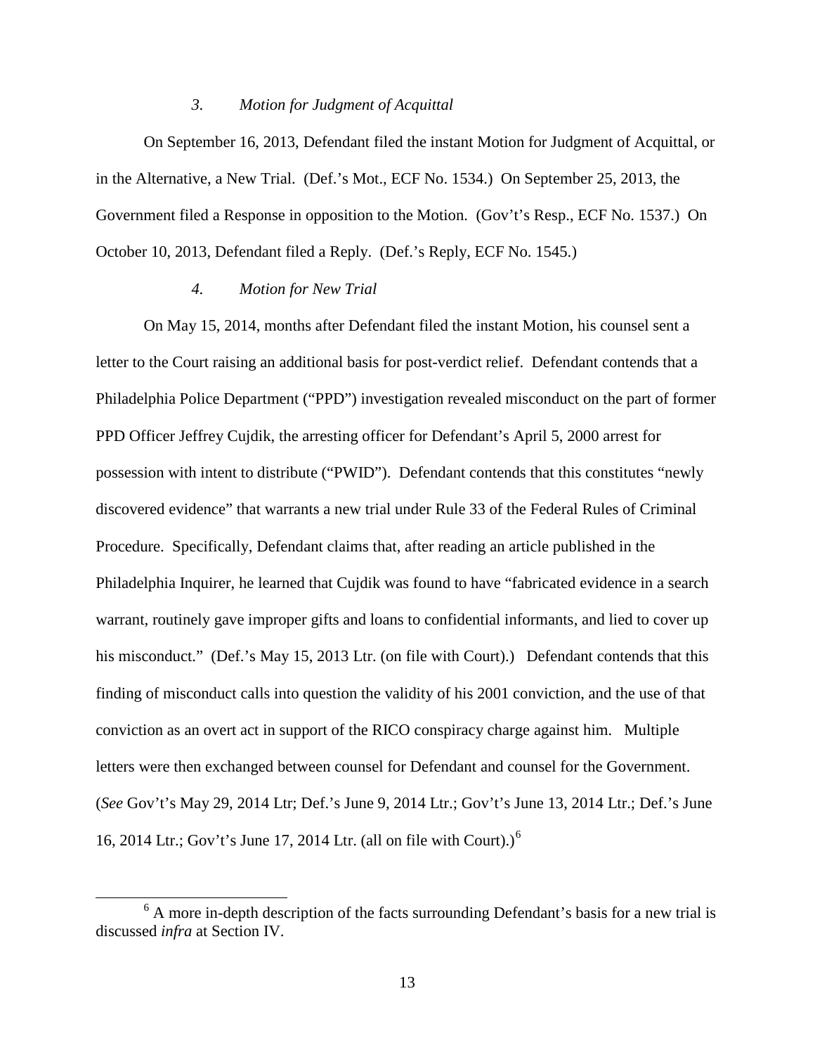### *3. Motion for Judgment of Acquittal*

On September 16, 2013, Defendant filed the instant Motion for Judgment of Acquittal, or in the Alternative, a New Trial. (Def.'s Mot., ECF No. 1534.) On September 25, 2013, the Government filed a Response in opposition to the Motion. (Gov't's Resp., ECF No. 1537.) On October 10, 2013, Defendant filed a Reply. (Def.'s Reply, ECF No. 1545.)

### *4. Motion for New Trial*

On May 15, 2014, months after Defendant filed the instant Motion, his counsel sent a letter to the Court raising an additional basis for post-verdict relief. Defendant contends that a Philadelphia Police Department ("PPD") investigation revealed misconduct on the part of former PPD Officer Jeffrey Cujdik, the arresting officer for Defendant's April 5, 2000 arrest for possession with intent to distribute ("PWID"). Defendant contends that this constitutes "newly discovered evidence" that warrants a new trial under Rule 33 of the Federal Rules of Criminal Procedure. Specifically, Defendant claims that, after reading an article published in the Philadelphia Inquirer, he learned that Cujdik was found to have "fabricated evidence in a search warrant, routinely gave improper gifts and loans to confidential informants, and lied to cover up his misconduct." (Def.'s May 15, 2013 Ltr. (on file with Court).) Defendant contends that this finding of misconduct calls into question the validity of his 2001 conviction, and the use of that conviction as an overt act in support of the RICO conspiracy charge against him. Multiple letters were then exchanged between counsel for Defendant and counsel for the Government. (*See* Gov't's May 29, 2014 Ltr; Def.'s June 9, 2014 Ltr.; Gov't's June 13, 2014 Ltr.; Def.'s June 16, 2014 Ltr.; Gov't's June 17, 2014 Ltr. (all on file with Court).)[6]

[6] A more in-depth description of the facts surrounding Defendant's basis for a new trial is discussed *infra* at Section IV.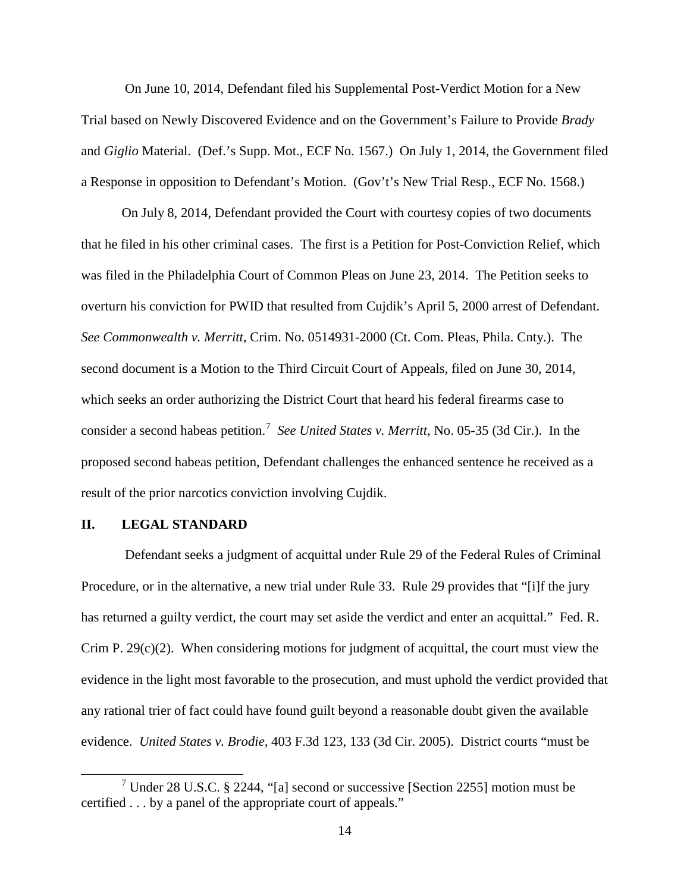On June 10, 2014, Defendant filed his Supplemental Post-Verdict Motion for a New Trial based on Newly Discovered Evidence and on the Government's Failure to Provide *Brady* and *Giglio* Material. (Def.'s Supp. Mot., ECF No. 1567.) On July 1, 2014, the Government filed a Response in opposition to Defendant's Motion. (Gov't's New Trial Resp., ECF No. 1568.)

On July 8, 2014, Defendant provided the Court with courtesy copies of two documents that he filed in his other criminal cases. The first is a Petition for Post-Conviction Relief, which was filed in the Philadelphia Court of Common Pleas on June 23, 2014. The Petition seeks to overturn his conviction for PWID that resulted from Cujdik's April 5, 2000 arrest of Defendant. *See Commonwealth v. Merritt*, Crim. No. 0514931-2000 (Ct. Com. Pleas, Phila. Cnty.). The second document is a Motion to the Third Circuit Court of Appeals, filed on June 30, 2014, which seeks an order authorizing the District Court that heard his federal firearms case to consider a second habeas petition.[7] *See United States v. Merritt*, No. 05-35 (3d Cir.). In the proposed second habeas petition, Defendant challenges the enhanced sentence he received as a result of the prior narcotics conviction involving Cujdik.

## II. LEGAL STANDARD

Defendant seeks a judgment of acquittal under Rule 29 of the Federal Rules of Criminal Procedure, or in the alternative, a new trial under Rule 33. Rule 29 provides that "[i]f the jury has returned a guilty verdict, the court may set aside the verdict and enter an acquittal." Fed. R. Crim P. 29(c)(2). When considering motions for judgment of acquittal, the court must view the evidence in the light most favorable to the prosecution, and must uphold the verdict provided that any rational trier of fact could have found guilt beyond a reasonable doubt given the available evidence. *United States v. Brodie*, 403 F.3d 123, 133 (3d Cir. 2005). District courts "must be

---

[7] Under 28 U.S.C. § 2244, "[a] second or successive [Section 2255] motion must be certified . . . by a panel of the appropriate court of appeals."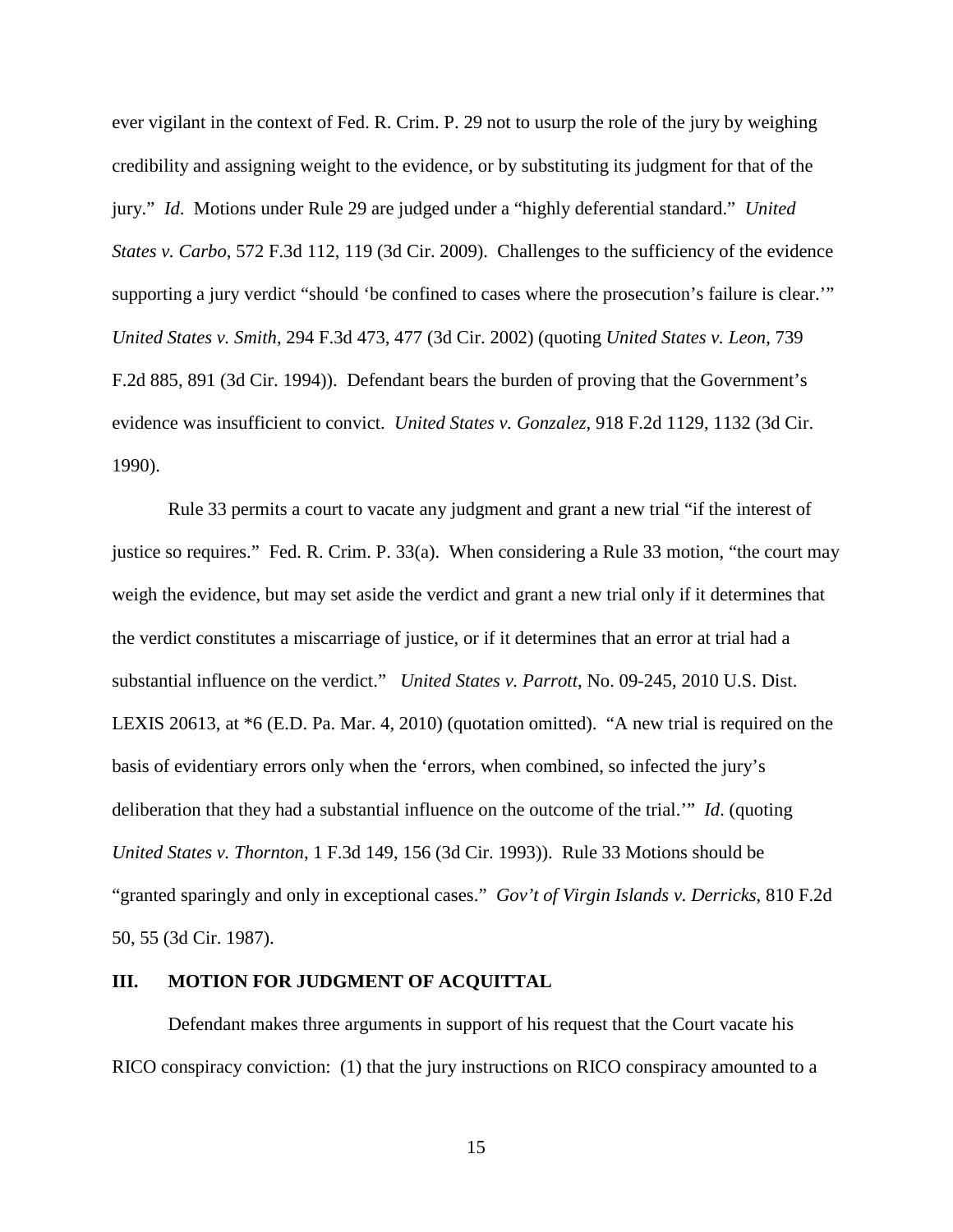ever vigilant in the context of Fed. R. Crim. P. 29 not to usurp the role of the jury by weighing credibility and assigning weight to the evidence, or by substituting its judgment for that of the jury." *Id*. Motions under Rule 29 are judged under a "highly deferential standard." *United States v. Carbo*, 572 F.3d 112, 119 (3d Cir. 2009). Challenges to the sufficiency of the evidence supporting a jury verdict "should 'be confined to cases where the prosecution's failure is clear.'" *United States v. Smith*, 294 F.3d 473, 477 (3d Cir. 2002) (quoting *United States v. Leon*, 739 F.2d 885, 891 (3d Cir. 1994)). Defendant bears the burden of proving that the Government's evidence was insufficient to convict. *United States v. Gonzalez,* 918 F.2d 1129, 1132 (3d Cir. 1990).

Rule 33 permits a court to vacate any judgment and grant a new trial "if the interest of justice so requires." Fed. R. Crim. P. 33(a). When considering a Rule 33 motion, "the court may weigh the evidence, but may set aside the verdict and grant a new trial only if it determines that the verdict constitutes a miscarriage of justice, or if it determines that an error at trial had a substantial influence on the verdict." *United States v. Parrott*, No. 09-245, 2010 U.S. Dist. LEXIS 20613, at *6 (E.D. Pa. Mar. 4, 2010) (quotation omitted). "A new trial is required on the basis of evidentiary errors only when the 'errors, when combined, so infected the jury's deliberation that they had a substantial influence on the outcome of the trial.'" *Id*. (quoting *United States v. Thornton*, 1 F.3d 149, 156 (3d Cir. 1993)). Rule 33 Motions should be "granted sparingly and only in exceptional cases." *Gov't of Virgin Islands v. Derricks*, 810 F.2d 50, 55 (3d Cir. 1987).

## III. MOTION FOR JUDGMENT OF ACQUITTAL

Defendant makes three arguments in support of his request that the Court vacate his RICO conspiracy conviction: (1) that the jury instructions on RICO conspiracy amounted to a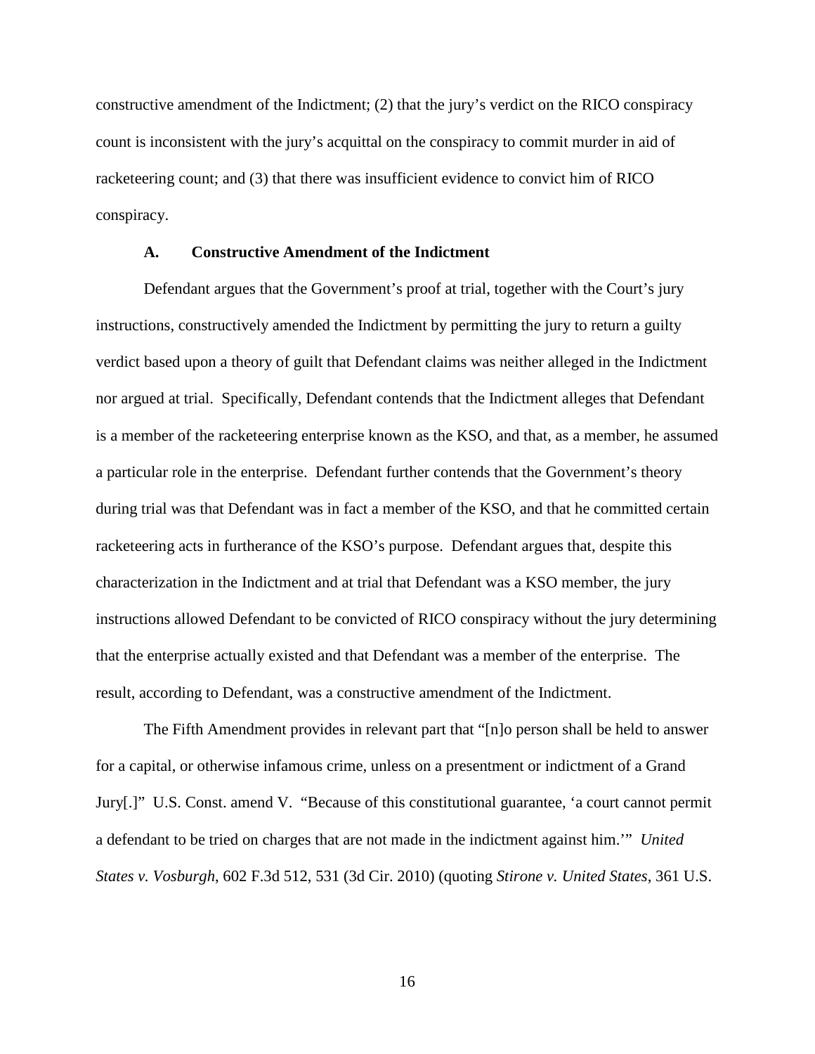constructive amendment of the Indictment; (2) that the jury's verdict on the RICO conspiracy count is inconsistent with the jury's acquittal on the conspiracy to commit murder in aid of racketeering count; and (3) that there was insufficient evidence to convict him of RICO conspiracy.

### A. Constructive Amendment of the Indictment

Defendant argues that the Government's proof at trial, together with the Court's jury instructions, constructively amended the Indictment by permitting the jury to return a guilty verdict based upon a theory of guilt that Defendant claims was neither alleged in the Indictment nor argued at trial. Specifically, Defendant contends that the Indictment alleges that Defendant is a member of the racketeering enterprise known as the KSO, and that, as a member, he assumed a particular role in the enterprise. Defendant further contends that the Government's theory during trial was that Defendant was in fact a member of the KSO, and that he committed certain racketeering acts in furtherance of the KSO's purpose. Defendant argues that, despite this characterization in the Indictment and at trial that Defendant was a KSO member, the jury instructions allowed Defendant to be convicted of RICO conspiracy without the jury determining that the enterprise actually existed and that Defendant was a member of the enterprise. The result, according to Defendant, was a constructive amendment of the Indictment.

The Fifth Amendment provides in relevant part that "[n]o person shall be held to answer for a capital, or otherwise infamous crime, unless on a presentment or indictment of a Grand Jury[.]" U.S. Const. amend V. "Because of this constitutional guarantee, 'a court cannot permit a defendant to be tried on charges that are not made in the indictment against him.'" *United States v. Vosburgh*, 602 F.3d 512, 531 (3d Cir. 2010) (quoting *Stirone v. United States*, 361 U.S.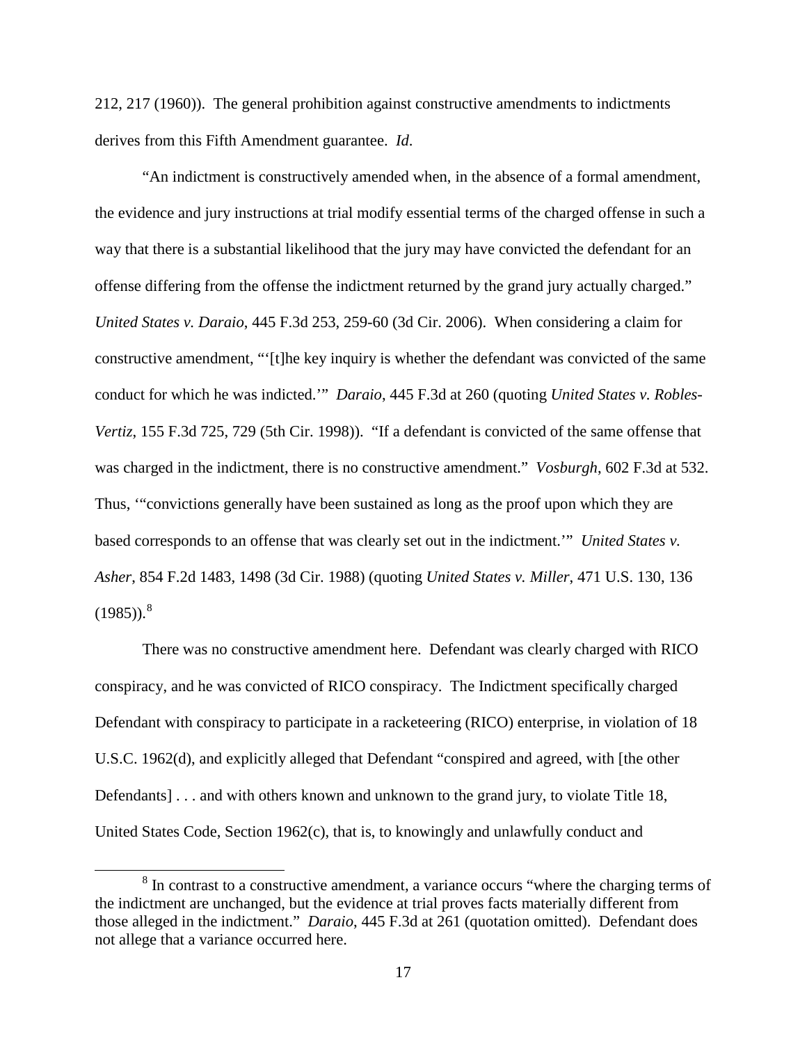212, 217 (1960)). The general prohibition against constructive amendments to indictments derives from this Fifth Amendment guarantee. *Id*.

"An indictment is constructively amended when, in the absence of a formal amendment, the evidence and jury instructions at trial modify essential terms of the charged offense in such a way that there is a substantial likelihood that the jury may have convicted the defendant for an offense differing from the offense the indictment returned by the grand jury actually charged." *United States v. Daraio*, 445 F.3d 253, 259-60 (3d Cir. 2006). When considering a claim for constructive amendment, "'[t]he key inquiry is whether the defendant was convicted of the same conduct for which he was indicted.'" *Daraio*, 445 F.3d at 260 (quoting *United States v. Robles-Vertiz*, 155 F.3d 725, 729 (5th Cir. 1998)). "If a defendant is convicted of the same offense that was charged in the indictment, there is no constructive amendment." *Vosburgh*, 602 F.3d at 532. Thus, '"convictions generally have been sustained as long as the proof upon which they are based corresponds to an offense that was clearly set out in the indictment.'" *United States v. Asher*, 854 F.2d 1483, 1498 (3d Cir. 1988) (quoting *United States v. Miller*, 471 U.S. 130, 136 (1985)).[8]

There was no constructive amendment here. Defendant was clearly charged with RICO conspiracy, and he was convicted of RICO conspiracy. The Indictment specifically charged Defendant with conspiracy to participate in a racketeering (RICO) enterprise, in violation of 18 U.S.C. 1962(d), and explicitly alleged that Defendant "conspired and agreed, with [the other Defendants] . . . and with others known and unknown to the grand jury, to violate Title 18, United States Code, Section 1962(c), that is, to knowingly and unlawfully conduct and

[8] In contrast to a constructive amendment, a variance occurs "where the charging terms of the indictment are unchanged, but the evidence at trial proves facts materially different from those alleged in the indictment." *Daraio*, 445 F.3d at 261 (quotation omitted). Defendant does not allege that a variance occurred here.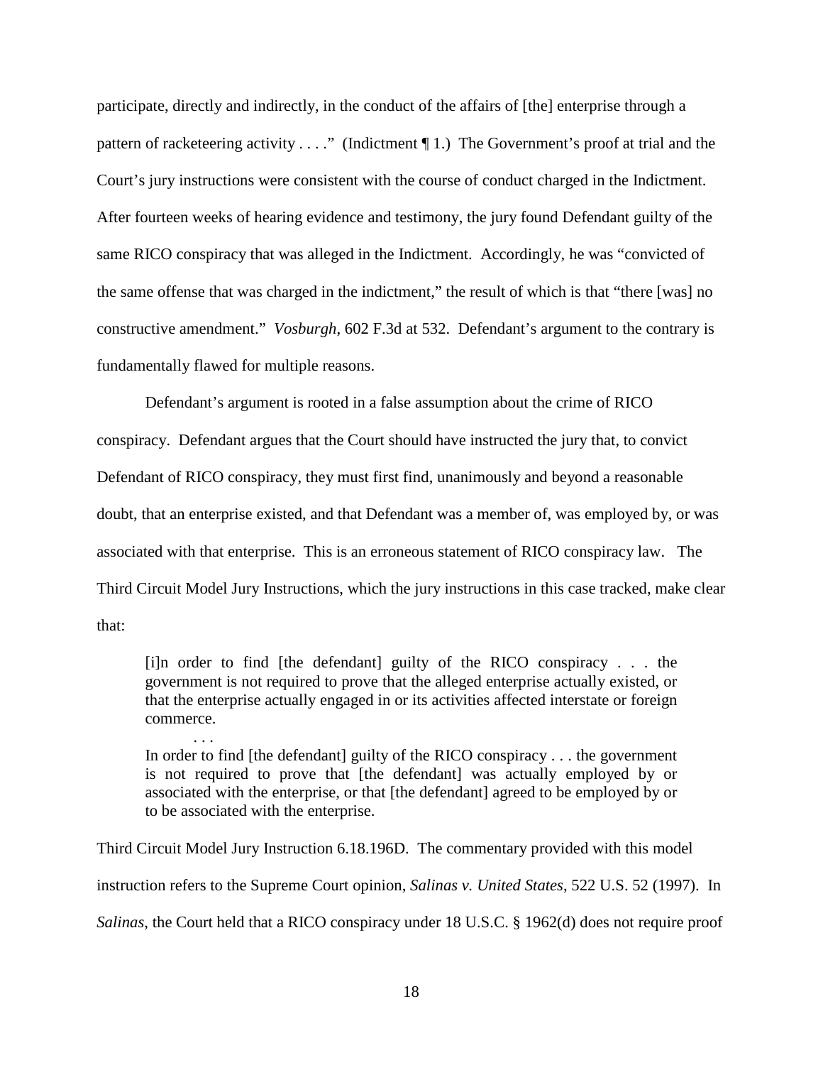participate, directly and indirectly, in the conduct of the affairs of [the] enterprise through a pattern of racketeering activity . . . ." (Indictment ¶ 1.) The Government's proof at trial and the Court's jury instructions were consistent with the course of conduct charged in the Indictment. After fourteen weeks of hearing evidence and testimony, the jury found Defendant guilty of the same RICO conspiracy that was alleged in the Indictment. Accordingly, he was "convicted of the same offense that was charged in the indictment," the result of which is that "there [was] no constructive amendment." *Vosburgh*, 602 F.3d at 532. Defendant's argument to the contrary is fundamentally flawed for multiple reasons.

Defendant's argument is rooted in a false assumption about the crime of RICO conspiracy. Defendant argues that the Court should have instructed the jury that, to convict Defendant of RICO conspiracy, they must first find, unanimously and beyond a reasonable doubt, that an enterprise existed, and that Defendant was a member of, was employed by, or was associated with that enterprise. This is an erroneous statement of RICO conspiracy law. The Third Circuit Model Jury Instructions, which the jury instructions in this case tracked, make clear that:

> [i]n order to find [the defendant] guilty of the RICO conspiracy . . . the government is not required to prove that the alleged enterprise actually existed, or that the enterprise actually engaged in or its activities affected interstate or foreign commerce.
>
> . . .
>
> In order to find [the defendant] guilty of the RICO conspiracy . . . the government is not required to prove that [the defendant] was actually employed by or associated with the enterprise, or that [the defendant] agreed to be employed by or to be associated with the enterprise.

Third Circuit Model Jury Instruction 6.18.196D. The commentary provided with this model instruction refers to the Supreme Court opinion, *Salinas v. United States*, 522 U.S. 52 (1997). In *Salinas*, the Court held that a RICO conspiracy under 18 U.S.C. § 1962(d) does not require proof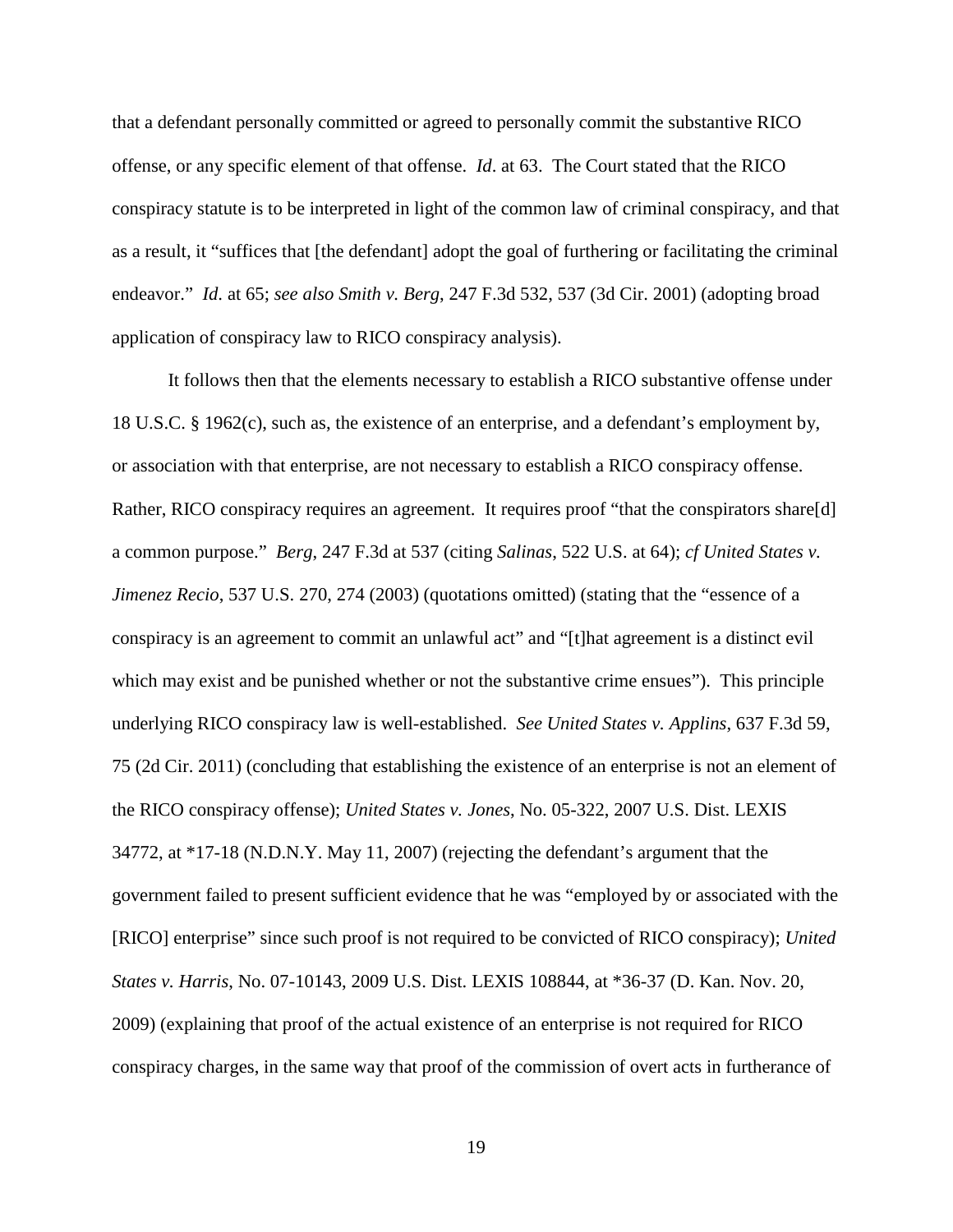that a defendant personally committed or agreed to personally commit the substantive RICO offense, or any specific element of that offense. *Id*. at 63. The Court stated that the RICO conspiracy statute is to be interpreted in light of the common law of criminal conspiracy, and that as a result, it "suffices that [the defendant] adopt the goal of furthering or facilitating the criminal endeavor." *Id.* at 65; *see also Smith v. Berg*, 247 F.3d 532, 537 (3d Cir. 2001) (adopting broad application of conspiracy law to RICO conspiracy analysis).

It follows then that the elements necessary to establish a RICO substantive offense under 18 U.S.C. § 1962(c), such as, the existence of an enterprise, and a defendant's employment by, or association with that enterprise, are not necessary to establish a RICO conspiracy offense. Rather, RICO conspiracy requires an agreement. It requires proof "that the conspirators share[d] a common purpose." *Berg*, 247 F.3d at 537 (citing *Salinas*, 522 U.S. at 64); *cf United States v. Jimenez Recio*, 537 U.S. 270, 274 (2003) (quotations omitted) (stating that the "essence of a conspiracy is an agreement to commit an unlawful act" and "[t]hat agreement is a distinct evil which may exist and be punished whether or not the substantive crime ensues"). This principle underlying RICO conspiracy law is well-established. *See United States v. Applins*, 637 F.3d 59, 75 (2d Cir. 2011) (concluding that establishing the existence of an enterprise is not an element of the RICO conspiracy offense); *United States v. Jones*, No. 05-322, 2007 U.S. Dist. LEXIS 34772, at *17-18 (N.D.N.Y. May 11, 2007) (rejecting the defendant's argument that the government failed to present sufficient evidence that he was "employed by or associated with the [RICO] enterprise" since such proof is not required to be convicted of RICO conspiracy); *United States v. Harris*, No. 07-10143, 2009 U.S. Dist. LEXIS 108844, at *36-37 (D. Kan. Nov. 20, 2009) (explaining that proof of the actual existence of an enterprise is not required for RICO conspiracy charges, in the same way that proof of the commission of overt acts in furtherance of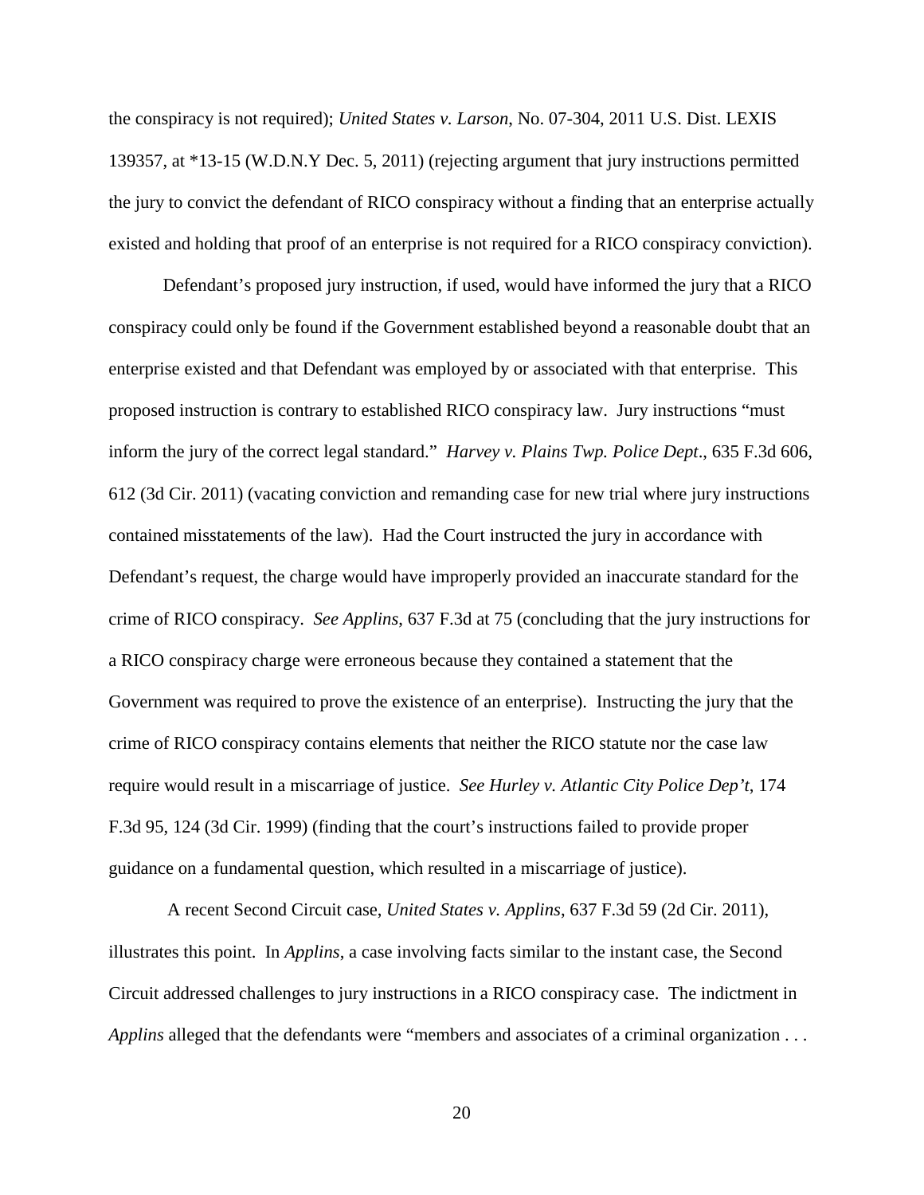the conspiracy is not required); *United States v. Larson*, No. 07-304, 2011 U.S. Dist. LEXIS 139357, at *13-15 (W.D.N.Y Dec. 5, 2011) (rejecting argument that jury instructions permitted the jury to convict the defendant of RICO conspiracy without a finding that an enterprise actually existed and holding that proof of an enterprise is not required for a RICO conspiracy conviction).

Defendant's proposed jury instruction, if used, would have informed the jury that a RICO conspiracy could only be found if the Government established beyond a reasonable doubt that an enterprise existed and that Defendant was employed by or associated with that enterprise. This proposed instruction is contrary to established RICO conspiracy law. Jury instructions "must inform the jury of the correct legal standard." *Harvey v. Plains Twp. Police Dept*., 635 F.3d 606, 612 (3d Cir. 2011) (vacating conviction and remanding case for new trial where jury instructions contained misstatements of the law). Had the Court instructed the jury in accordance with Defendant's request, the charge would have improperly provided an inaccurate standard for the crime of RICO conspiracy. *See Applins*, 637 F.3d at 75 (concluding that the jury instructions for a RICO conspiracy charge were erroneous because they contained a statement that the Government was required to prove the existence of an enterprise). Instructing the jury that the crime of RICO conspiracy contains elements that neither the RICO statute nor the case law require would result in a miscarriage of justice. *See Hurley v. Atlantic City Police Dep't*, 174 F.3d 95, 124 (3d Cir. 1999) (finding that the court's instructions failed to provide proper guidance on a fundamental question, which resulted in a miscarriage of justice).

A recent Second Circuit case, *United States v. Applins*, 637 F.3d 59 (2d Cir. 2011), illustrates this point. In *Applins*, a case involving facts similar to the instant case, the Second Circuit addressed challenges to jury instructions in a RICO conspiracy case. The indictment in *Applins* alleged that the defendants were "members and associates of a criminal organization . . .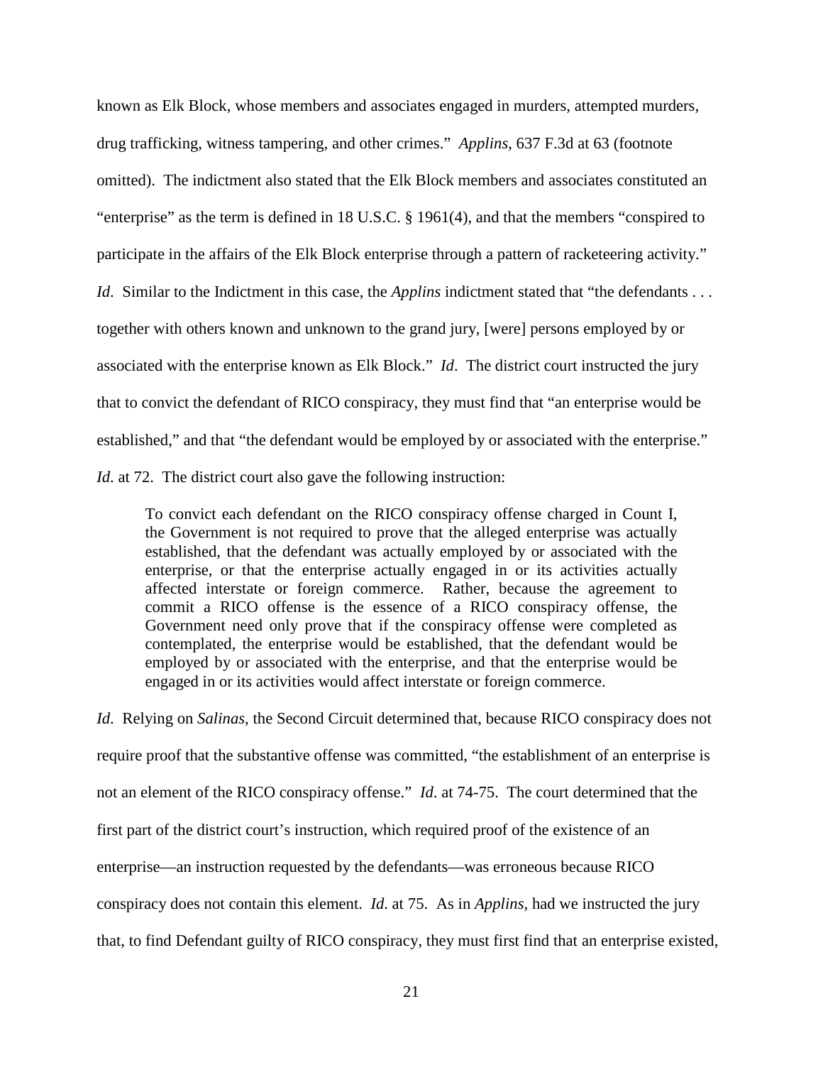known as Elk Block, whose members and associates engaged in murders, attempted murders, drug trafficking, witness tampering, and other crimes." *Applins*, 637 F.3d at 63 (footnote omitted). The indictment also stated that the Elk Block members and associates constituted an "enterprise" as the term is defined in 18 U.S.C. § 1961(4), and that the members "conspired to participate in the affairs of the Elk Block enterprise through a pattern of racketeering activity." *Id.* Similar to the Indictment in this case, the *Applins* indictment stated that "the defendants . . . together with others known and unknown to the grand jury, [were] persons employed by or associated with the enterprise known as Elk Block." *Id*. The district court instructed the jury that to convict the defendant of RICO conspiracy, they must find that "an enterprise would be established," and that "the defendant would be employed by or associated with the enterprise." *Id*. at 72. The district court also gave the following instruction:

> To convict each defendant on the RICO conspiracy offense charged in Count I, the Government is not required to prove that the alleged enterprise was actually established, that the defendant was actually employed by or associated with the enterprise, or that the enterprise actually engaged in or its activities actually affected interstate or foreign commerce. Rather, because the agreement to commit a RICO offense is the essence of a RICO conspiracy offense, the Government need only prove that if the conspiracy offense were completed as contemplated, the enterprise would be established, that the defendant would be employed by or associated with the enterprise, and that the enterprise would be engaged in or its activities would affect interstate or foreign commerce.

*Id.* Relying on *Salinas*, the Second Circuit determined that, because RICO conspiracy does not require proof that the substantive offense was committed, "the establishment of an enterprise is not an element of the RICO conspiracy offense." *Id*. at 74-75. The court determined that the first part of the district court's instruction, which required proof of the existence of an enterprise—an instruction requested by the defendants—was erroneous because RICO conspiracy does not contain this element. *Id*. at 75. As in *Applins*, had we instructed the jury that, to find Defendant guilty of RICO conspiracy, they must first find that an enterprise existed,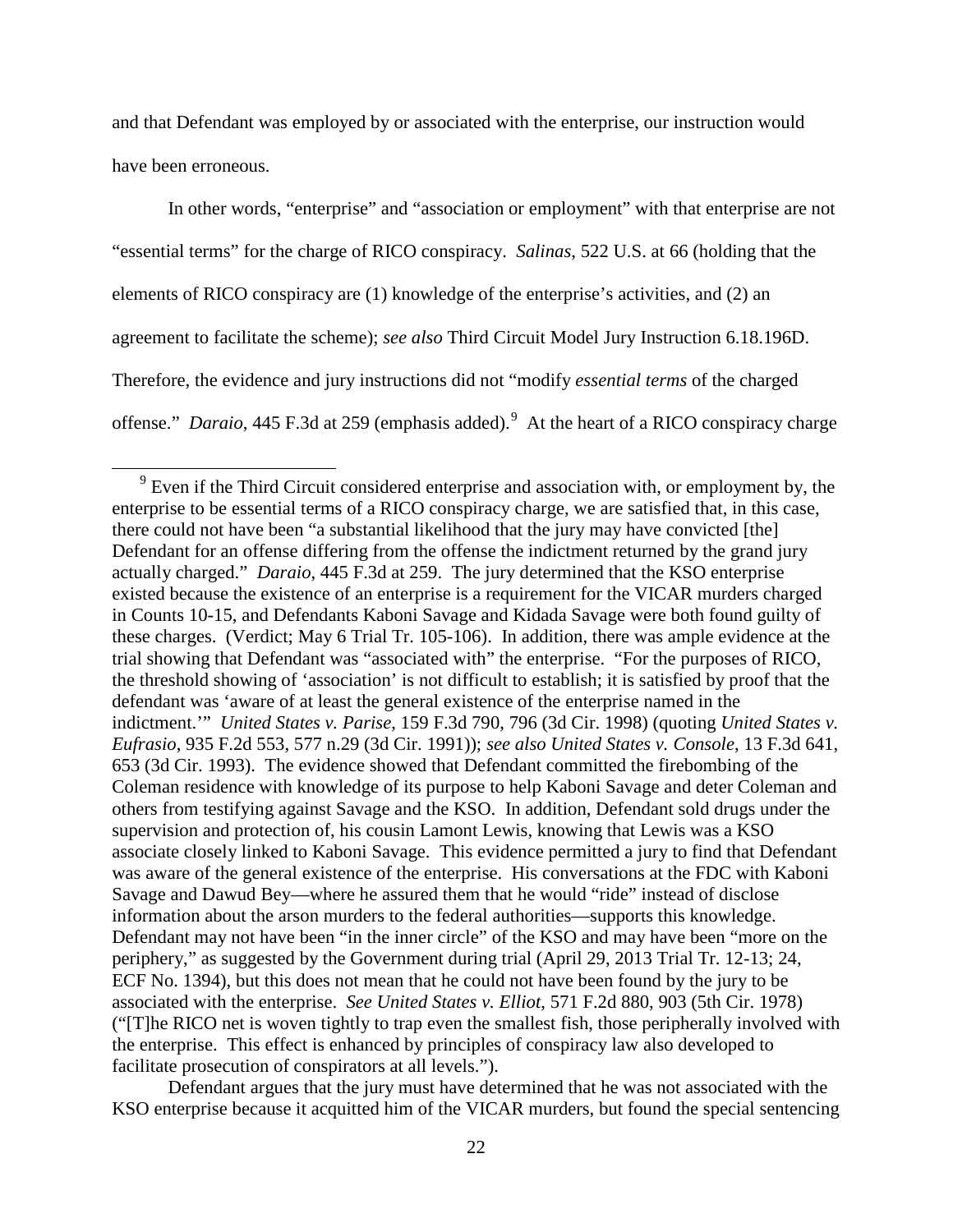and that Defendant was employed by or associated with the enterprise, our instruction would have been erroneous.

In other words, "enterprise" and "association or employment" with that enterprise are not "essential terms" for the charge of RICO conspiracy. *Salinas*, 522 U.S. at 66 (holding that the elements of RICO conspiracy are (1) knowledge of the enterprise's activities, and (2) an agreement to facilitate the scheme); *see also* Third Circuit Model Jury Instruction 6.18.196D. Therefore, the evidence and jury instructions did not "modify *essential terms* of the charged offense." *Daraio*, 445 F.3d at 259 (emphasis added).[9] At the heart of a RICO conspiracy charge

---

[9] Even if the Third Circuit considered enterprise and association with, or employment by, the enterprise to be essential terms of a RICO conspiracy charge, we are satisfied that, in this case, there could not have been "a substantial likelihood that the jury may have convicted [the] Defendant for an offense differing from the offense the indictment returned by the grand jury actually charged." *Daraio*, 445 F.3d at 259. The jury determined that the KSO enterprise existed because the existence of an enterprise is a requirement for the VICAR murders charged in Counts 10-15, and Defendants Kaboni Savage and Kidada Savage were both found guilty of these charges. (Verdict; May 6 Trial Tr. 105-106). In addition, there was ample evidence at the trial showing that Defendant was "associated with" the enterprise. "For the purposes of RICO, the threshold showing of 'association' is not difficult to establish; it is satisfied by proof that the defendant was 'aware of at least the general existence of the enterprise named in the indictment.'" *United States v. Parise*, 159 F.3d 790, 796 (3d Cir. 1998) (quoting *United States v. Eufrasio*, 935 F.2d 553, 577 n.29 (3d Cir. 1991)); *see also United States v. Console*, 13 F.3d 641, 653 (3d Cir. 1993). The evidence showed that Defendant committed the firebombing of the Coleman residence with knowledge of its purpose to help Kaboni Savage and deter Coleman and others from testifying against Savage and the KSO. In addition, Defendant sold drugs under the supervision and protection of, his cousin Lamont Lewis, knowing that Lewis was a KSO associate closely linked to Kaboni Savage. This evidence permitted a jury to find that Defendant was aware of the general existence of the enterprise. His conversations at the FDC with Kaboni Savage and Dawud Bey—where he assured them that he would "ride" instead of disclose information about the arson murders to the federal authorities—supports this knowledge. Defendant may not have been "in the inner circle" of the KSO and may have been "more on the periphery," as suggested by the Government during trial (April 29, 2013 Trial Tr. 12-13; 24, ECF No. 1394), but this does not mean that he could not have been found by the jury to be associated with the enterprise. *See United States v. Elliot*, 571 F.2d 880, 903 (5th Cir. 1978) ("[T]he RICO net is woven tightly to trap even the smallest fish, those peripherally involved with the enterprise. This effect is enhanced by principles of conspiracy law also developed to facilitate prosecution of conspirators at all levels.").

Defendant argues that the jury must have determined that he was not associated with the KSO enterprise because it acquitted him of the VICAR murders, but found the special sentencing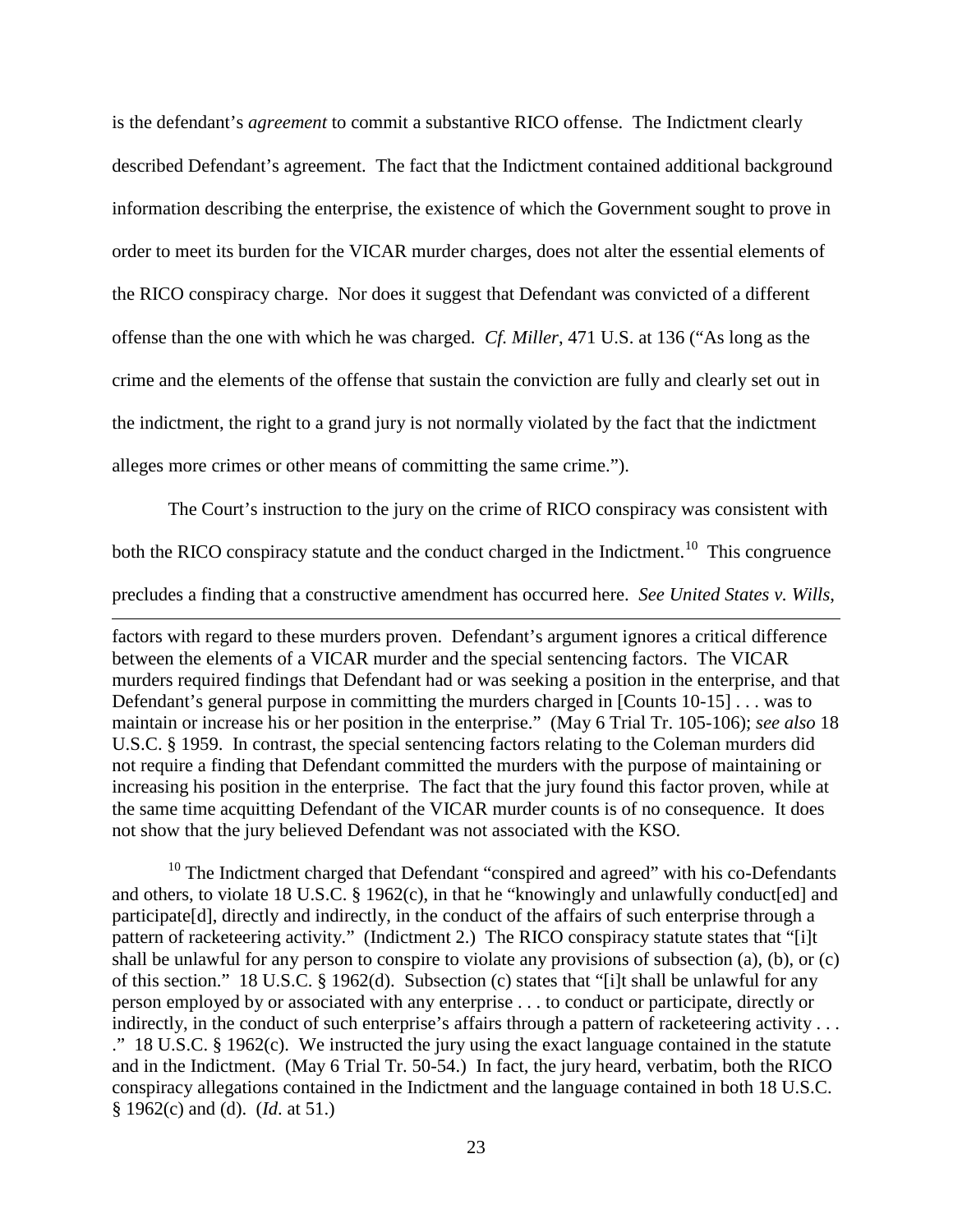is the defendant's *agreement* to commit a substantive RICO offense. The Indictment clearly described Defendant's agreement. The fact that the Indictment contained additional background information describing the enterprise, the existence of which the Government sought to prove in order to meet its burden for the VICAR murder charges, does not alter the essential elements of the RICO conspiracy charge. Nor does it suggest that Defendant was convicted of a different offense than the one with which he was charged. *Cf. Miller*, 471 U.S. at 136 ("As long as the crime and the elements of the offense that sustain the conviction are fully and clearly set out in the indictment, the right to a grand jury is not normally violated by the fact that the indictment alleges more crimes or other means of committing the same crime.").

The Court's instruction to the jury on the crime of RICO conspiracy was consistent with both the RICO conspiracy statute and the conduct charged in the Indictment.[10] This congruence precludes a finding that a constructive amendment has occurred here. *See United States v. Wills*,

---

factors with regard to these murders proven. Defendant's argument ignores a critical difference between the elements of a VICAR murder and the special sentencing factors. The VICAR murders required findings that Defendant had or was seeking a position in the enterprise, and that Defendant's general purpose in committing the murders charged in [Counts 10-15] . . . was to maintain or increase his or her position in the enterprise." (May 6 Trial Tr. 105-106); *see also* 18 U.S.C. § 1959. In contrast, the special sentencing factors relating to the Coleman murders did not require a finding that Defendant committed the murders with the purpose of maintaining or increasing his position in the enterprise. The fact that the jury found this factor proven, while at the same time acquitting Defendant of the VICAR murder counts is of no consequence. It does not show that the jury believed Defendant was not associated with the KSO.

[10] The Indictment charged that Defendant "conspired and agreed" with his co-Defendants and others, to violate 18 U.S.C. § 1962(c), in that he "knowingly and unlawfully conduct[ed] and participate[d], directly and indirectly, in the conduct of the affairs of such enterprise through a pattern of racketeering activity." (Indictment 2.) The RICO conspiracy statute states that "[i]t shall be unlawful for any person to conspire to violate any provisions of subsection (a), (b), or (c) of this section." 18 U.S.C. § 1962(d). Subsection (c) states that "[i]t shall be unlawful for any person employed by or associated with any enterprise . . . to conduct or participate, directly or indirectly, in the conduct of such enterprise's affairs through a pattern of racketeering activity . . . ." 18 U.S.C. § 1962(c). We instructed the jury using the exact language contained in the statute and in the Indictment. (May 6 Trial Tr. 50-54.) In fact, the jury heard, verbatim, both the RICO conspiracy allegations contained in the Indictment and the language contained in both 18 U.S.C. § 1962(c) and (d). (*Id.* at 51.)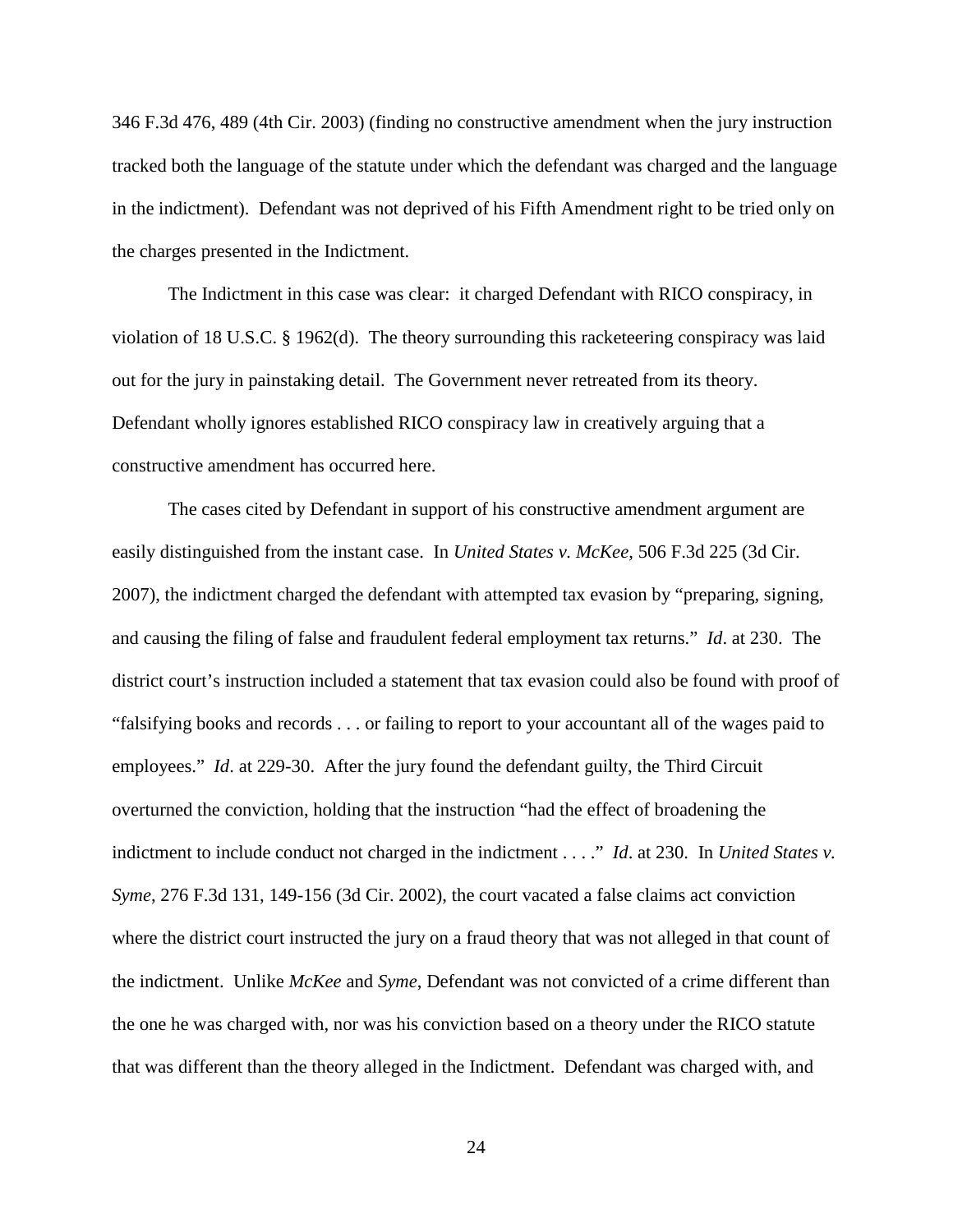346 F.3d 476, 489 (4th Cir. 2003) (finding no constructive amendment when the jury instruction tracked both the language of the statute under which the defendant was charged and the language in the indictment). Defendant was not deprived of his Fifth Amendment right to be tried only on the charges presented in the Indictment.

The Indictment in this case was clear: it charged Defendant with RICO conspiracy, in violation of 18 U.S.C. § 1962(d). The theory surrounding this racketeering conspiracy was laid out for the jury in painstaking detail. The Government never retreated from its theory. Defendant wholly ignores established RICO conspiracy law in creatively arguing that a constructive amendment has occurred here.

The cases cited by Defendant in support of his constructive amendment argument are easily distinguished from the instant case. In *United States v. McKee*, 506 F.3d 225 (3d Cir. 2007), the indictment charged the defendant with attempted tax evasion by "preparing, signing, and causing the filing of false and fraudulent federal employment tax returns." *Id*. at 230. The district court's instruction included a statement that tax evasion could also be found with proof of "falsifying books and records . . . or failing to report to your accountant all of the wages paid to employees." *Id*. at 229-30. After the jury found the defendant guilty, the Third Circuit overturned the conviction, holding that the instruction "had the effect of broadening the indictment to include conduct not charged in the indictment . . . ." *Id*. at 230. In *United States v. Syme*, 276 F.3d 131, 149-156 (3d Cir. 2002), the court vacated a false claims act conviction where the district court instructed the jury on a fraud theory that was not alleged in that count of the indictment. Unlike *McKee* and *Syme*, Defendant was not convicted of a crime different than the one he was charged with, nor was his conviction based on a theory under the RICO statute that was different than the theory alleged in the Indictment. Defendant was charged with, and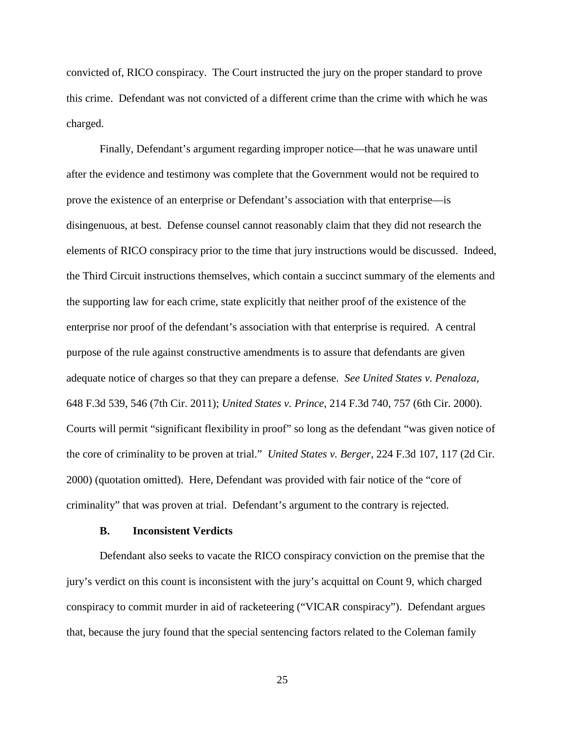convicted of, RICO conspiracy. The Court instructed the jury on the proper standard to prove this crime. Defendant was not convicted of a different crime than the crime with which he was charged.

Finally, Defendant's argument regarding improper notice—that he was unaware until after the evidence and testimony was complete that the Government would not be required to prove the existence of an enterprise or Defendant's association with that enterprise—is disingenuous, at best. Defense counsel cannot reasonably claim that they did not research the elements of RICO conspiracy prior to the time that jury instructions would be discussed. Indeed, the Third Circuit instructions themselves, which contain a succinct summary of the elements and the supporting law for each crime, state explicitly that neither proof of the existence of the enterprise nor proof of the defendant's association with that enterprise is required. A central purpose of the rule against constructive amendments is to assure that defendants are given adequate notice of charges so that they can prepare a defense. *See United States v. Penaloza*, 648 F.3d 539, 546 (7th Cir. 2011); *United States v. Prince*, 214 F.3d 740, 757 (6th Cir. 2000). Courts will permit "significant flexibility in proof" so long as the defendant "was given notice of the core of criminality to be proven at trial." *United States v. Berger*, 224 F.3d 107, 117 (2d Cir. 2000) (quotation omitted). Here, Defendant was provided with fair notice of the "core of criminality" that was proven at trial. Defendant's argument to the contrary is rejected.

### B. Inconsistent Verdicts

Defendant also seeks to vacate the RICO conspiracy conviction on the premise that the jury's verdict on this count is inconsistent with the jury's acquittal on Count 9, which charged conspiracy to commit murder in aid of racketeering ("VICAR conspiracy"). Defendant argues that, because the jury found that the special sentencing factors related to the Coleman family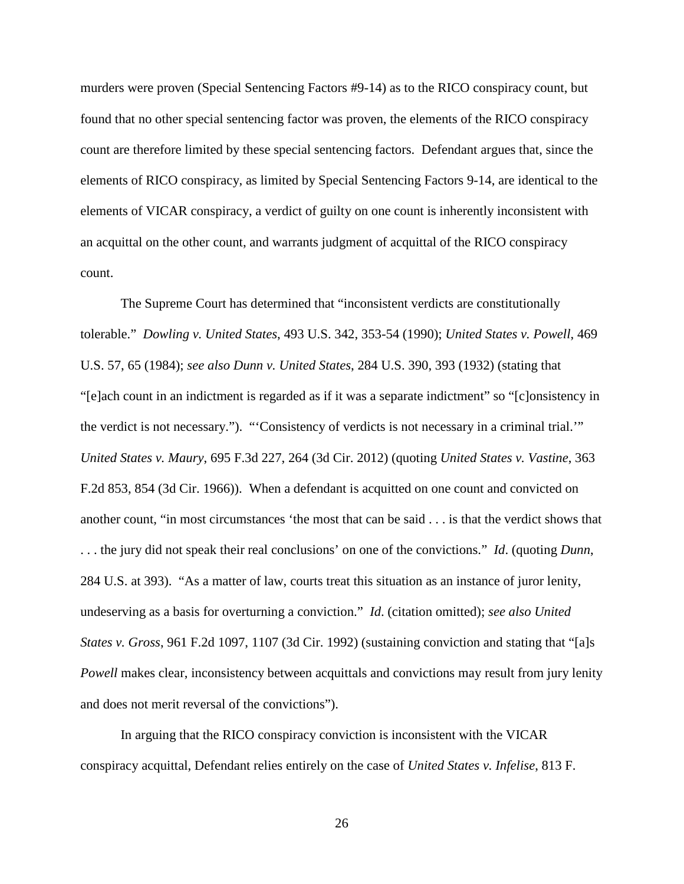murders were proven (Special Sentencing Factors #9-14) as to the RICO conspiracy count, but found that no other special sentencing factor was proven, the elements of the RICO conspiracy count are therefore limited by these special sentencing factors. Defendant argues that, since the elements of RICO conspiracy, as limited by Special Sentencing Factors 9-14, are identical to the elements of VICAR conspiracy, a verdict of guilty on one count is inherently inconsistent with an acquittal on the other count, and warrants judgment of acquittal of the RICO conspiracy count.

The Supreme Court has determined that "inconsistent verdicts are constitutionally tolerable." *Dowling v. United States*, 493 U.S. 342, 353-54 (1990); *United States v. Powell*, 469 U.S. 57, 65 (1984); *see also Dunn v. United States*, 284 U.S. 390, 393 (1932) (stating that "[e]ach count in an indictment is regarded as if it was a separate indictment" so "[c]onsistency in the verdict is not necessary."). "'Consistency of verdicts is not necessary in a criminal trial.'" *United States v. Maury*, 695 F.3d 227, 264 (3d Cir. 2012) (quoting *United States v. Vastine*, 363 F.2d 853, 854 (3d Cir. 1966)). When a defendant is acquitted on one count and convicted on another count, "in most circumstances 'the most that can be said . . . is that the verdict shows that . . . the jury did not speak their real conclusions' on one of the convictions." *Id*. (quoting *Dunn*, 284 U.S. at 393). "As a matter of law, courts treat this situation as an instance of juror lenity, undeserving as a basis for overturning a conviction." *Id*. (citation omitted); *see also United States v. Gross*, 961 F.2d 1097, 1107 (3d Cir. 1992) (sustaining conviction and stating that "[a]s *Powell* makes clear, inconsistency between acquittals and convictions may result from jury lenity and does not merit reversal of the convictions").

In arguing that the RICO conspiracy conviction is inconsistent with the VICAR conspiracy acquittal, Defendant relies entirely on the case of *United States v. Infelise*, 813 F.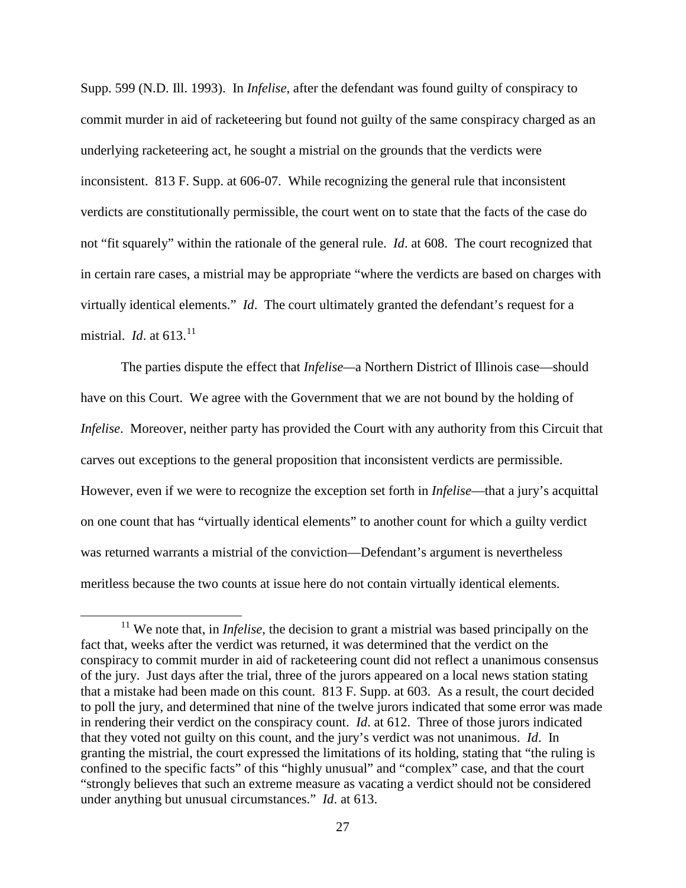Supp. 599 (N.D. Ill. 1993). In *Infelise*, after the defendant was found guilty of conspiracy to commit murder in aid of racketeering but found not guilty of the same conspiracy charged as an underlying racketeering act, he sought a mistrial on the grounds that the verdicts were inconsistent. 813 F. Supp. at 606-07. While recognizing the general rule that inconsistent verdicts are constitutionally permissible, the court went on to state that the facts of the case do not "fit squarely" within the rationale of the general rule. *Id*. at 608. The court recognized that in certain rare cases, a mistrial may be appropriate "where the verdicts are based on charges with virtually identical elements." *Id*. The court ultimately granted the defendant's request for a mistrial. *Id*. at 613.[11]

The parties dispute the effect that *Infelise*—a Northern District of Illinois case—should have on this Court. We agree with the Government that we are not bound by the holding of *Infelise*. Moreover, neither party has provided the Court with any authority from this Circuit that carves out exceptions to the general proposition that inconsistent verdicts are permissible. However, even if we were to recognize the exception set forth in *Infelise*—that a jury's acquittal on one count that has "virtually identical elements" to another count for which a guilty verdict was returned warrants a mistrial of the conviction—Defendant's argument is nevertheless meritless because the two counts at issue here do not contain virtually identical elements.

---

[11] We note that, in *Infelise*, the decision to grant a mistrial was based principally on the fact that, weeks after the verdict was returned, it was determined that the verdict on the conspiracy to commit murder in aid of racketeering count did not reflect a unanimous consensus of the jury. Just days after the trial, three of the jurors appeared on a local news station stating that a mistake had been made on this count. 813 F. Supp. at 603. As a result, the court decided to poll the jury, and determined that nine of the twelve jurors indicated that some error was made in rendering their verdict on the conspiracy count. *Id*. at 612. Three of those jurors indicated that they voted not guilty on this count, and the jury's verdict was not unanimous. *Id*. In granting the mistrial, the court expressed the limitations of its holding, stating that "the ruling is confined to the specific facts" of this "highly unusual" and "complex" case, and that the court "strongly believes that such an extreme measure as vacating a verdict should not be considered under anything but unusual circumstances." *Id*. at 613.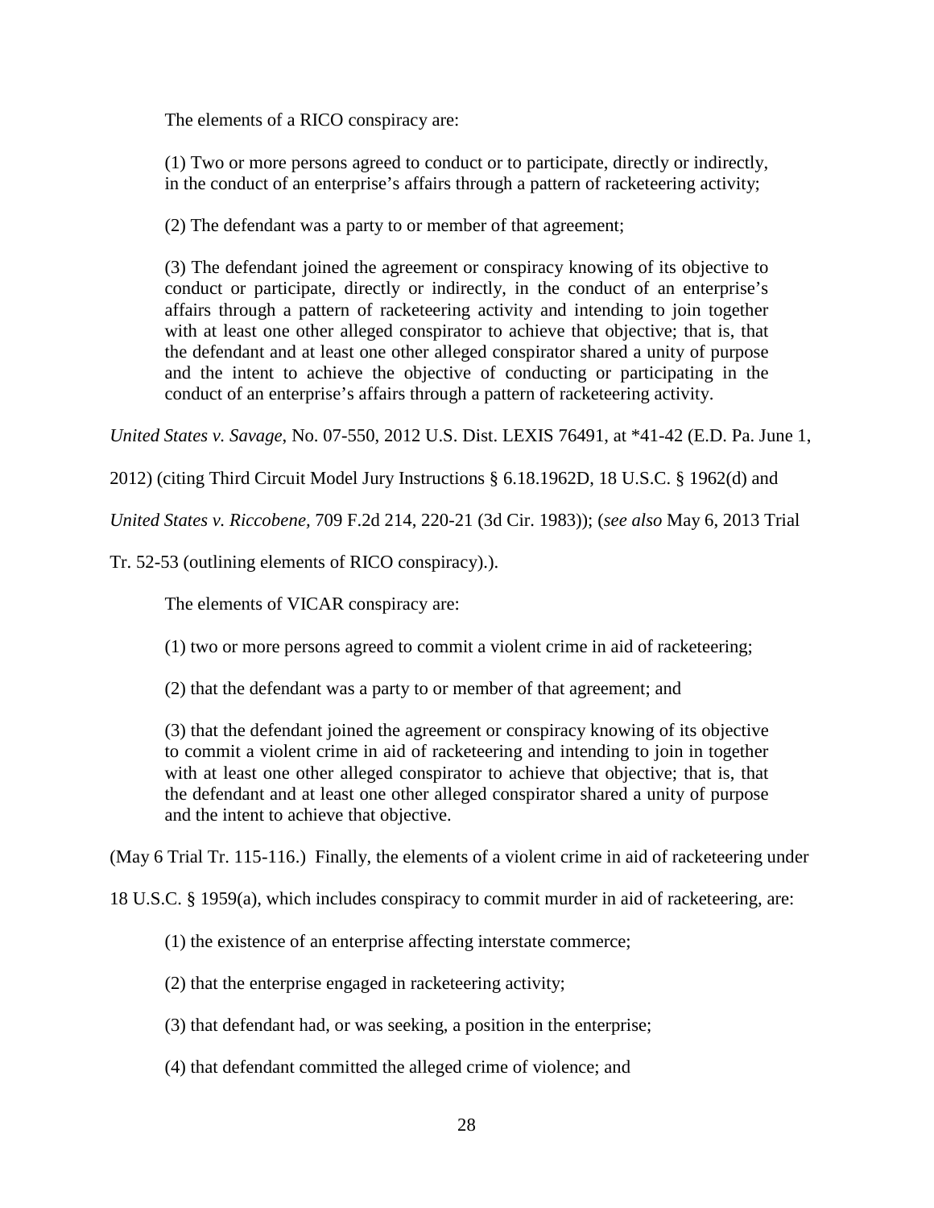The elements of a RICO conspiracy are:

> (1) Two or more persons agreed to conduct or to participate, directly or indirectly, in the conduct of an enterprise's affairs through a pattern of racketeering activity;
>
> (2) The defendant was a party to or member of that agreement;
>
> (3) The defendant joined the agreement or conspiracy knowing of its objective to conduct or participate, directly or indirectly, in the conduct of an enterprise's affairs through a pattern of racketeering activity and intending to join together with at least one other alleged conspirator to achieve that objective; that is, that the defendant and at least one other alleged conspirator shared a unity of purpose and the intent to achieve the objective of conducting or participating in the conduct of an enterprise's affairs through a pattern of racketeering activity.

*United States v. Savage*, No. 07-550, 2012 U.S. Dist. LEXIS 76491, at *41-42 (E.D. Pa. June 1, 2012) (citing Third Circuit Model Jury Instructions § 6.18.1962D, 18 U.S.C. § 1962(d) and *United States v. Riccobene*, 709 F.2d 214, 220-21 (3d Cir. 1983)); (*see also* May 6, 2013 Trial Tr. 52-53 (outlining elements of RICO conspiracy).).

The elements of VICAR conspiracy are:

> (1) two or more persons agreed to commit a violent crime in aid of racketeering;
>
> (2) that the defendant was a party to or member of that agreement; and
>
> (3) that the defendant joined the agreement or conspiracy knowing of its objective to commit a violent crime in aid of racketeering and intending to join in together with at least one other alleged conspirator to achieve that objective; that is, that the defendant and at least one other alleged conspirator shared a unity of purpose and the intent to achieve that objective.

(May 6 Trial Tr. 115-116.) Finally, the elements of a violent crime in aid of racketeering under 18 U.S.C. § 1959(a), which includes conspiracy to commit murder in aid of racketeering, are:

> (1) the existence of an enterprise affecting interstate commerce;
>
> (2) that the enterprise engaged in racketeering activity;
>
> (3) that defendant had, or was seeking, a position in the enterprise;
>
> (4) that defendant committed the alleged crime of violence; and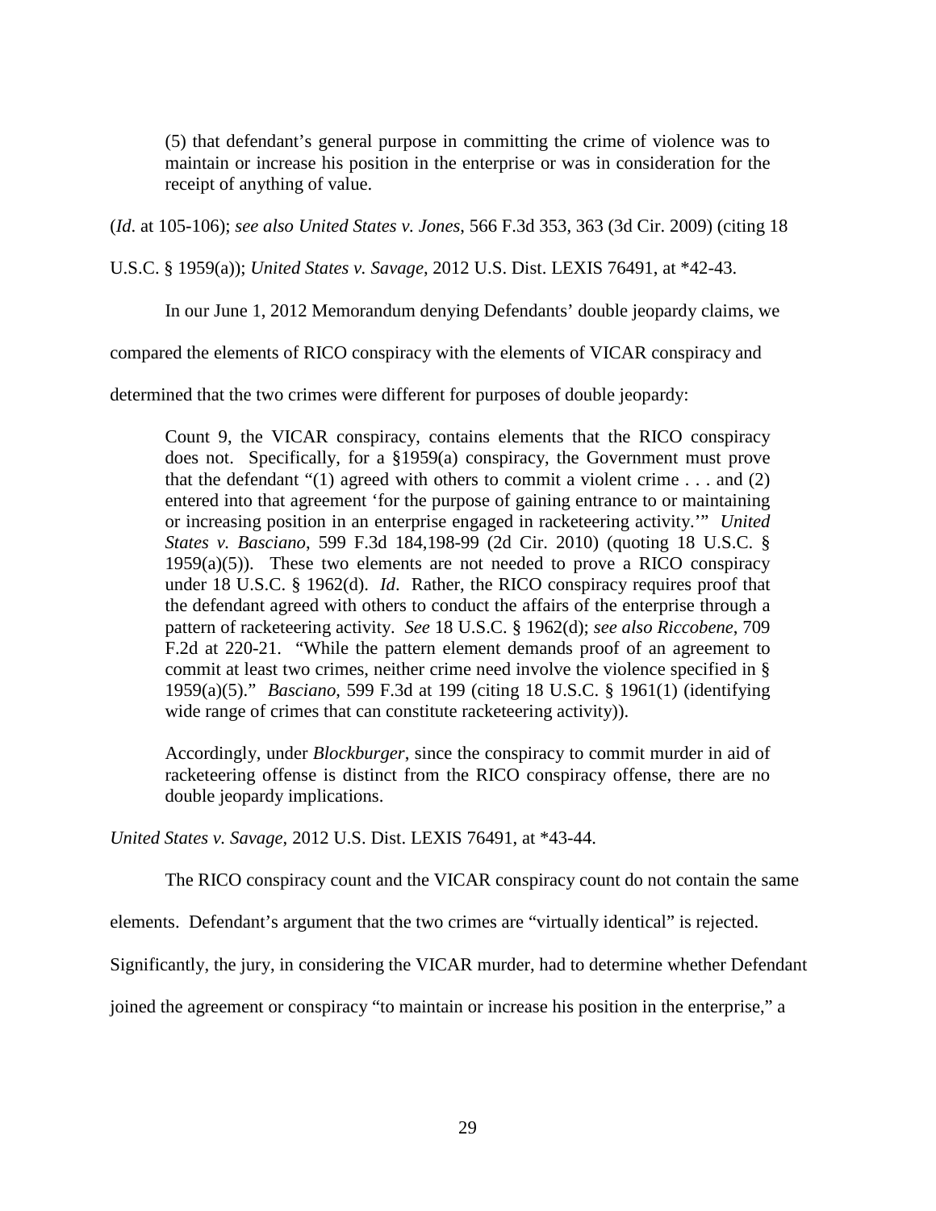> (5) that defendant's general purpose in committing the crime of violence was to maintain or increase his position in the enterprise or was in consideration for the receipt of anything of value.

(*Id*. at 105-106); *see also United States v. Jones*, 566 F.3d 353, 363 (3d Cir. 2009) (citing 18 U.S.C. § 1959(a)); *United States v. Savage*, 2012 U.S. Dist. LEXIS 76491, at *42-43.

In our June 1, 2012 Memorandum denying Defendants' double jeopardy claims, we compared the elements of RICO conspiracy with the elements of VICAR conspiracy and determined that the two crimes were different for purposes of double jeopardy:

> Count 9, the VICAR conspiracy, contains elements that the RICO conspiracy does not. Specifically, for a §1959(a) conspiracy, the Government must prove that the defendant "(1) agreed with others to commit a violent crime . . . and (2) entered into that agreement 'for the purpose of gaining entrance to or maintaining or increasing position in an enterprise engaged in racketeering activity.'" *United States v. Basciano*, 599 F.3d 184,198-99 (2d Cir. 2010) (quoting 18 U.S.C. § 1959(a)(5)). These two elements are not needed to prove a RICO conspiracy under 18 U.S.C. § 1962(d). *Id*. Rather, the RICO conspiracy requires proof that the defendant agreed with others to conduct the affairs of the enterprise through a pattern of racketeering activity. *See* 18 U.S.C. § 1962(d); *see also Riccobene*, 709 F.2d at 220-21. "While the pattern element demands proof of an agreement to commit at least two crimes, neither crime need involve the violence specified in § 1959(a)(5)." *Basciano*, 599 F.3d at 199 (citing 18 U.S.C. § 1961(1) (identifying wide range of crimes that can constitute racketeering activity)).
>
> Accordingly, under *Blockburger*, since the conspiracy to commit murder in aid of racketeering offense is distinct from the RICO conspiracy offense, there are no double jeopardy implications.

*United States v. Savage*, 2012 U.S. Dist. LEXIS 76491, at *43-44.

The RICO conspiracy count and the VICAR conspiracy count do not contain the same elements. Defendant's argument that the two crimes are "virtually identical" is rejected. Significantly, the jury, in considering the VICAR murder, had to determine whether Defendant joined the agreement or conspiracy "to maintain or increase his position in the enterprise," a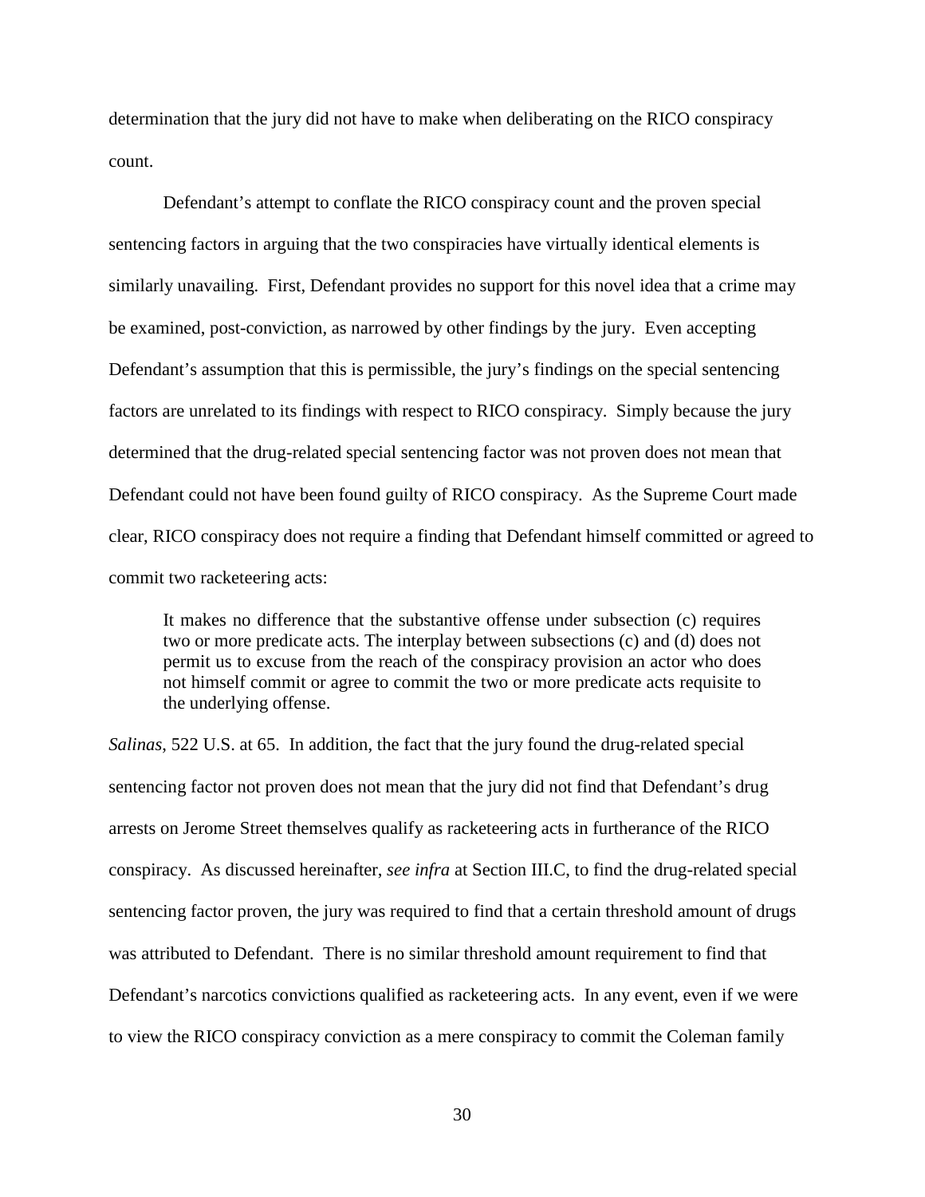determination that the jury did not have to make when deliberating on the RICO conspiracy count.

Defendant's attempt to conflate the RICO conspiracy count and the proven special sentencing factors in arguing that the two conspiracies have virtually identical elements is similarly unavailing. First, Defendant provides no support for this novel idea that a crime may be examined, post-conviction, as narrowed by other findings by the jury. Even accepting Defendant's assumption that this is permissible, the jury's findings on the special sentencing factors are unrelated to its findings with respect to RICO conspiracy. Simply because the jury determined that the drug-related special sentencing factor was not proven does not mean that Defendant could not have been found guilty of RICO conspiracy. As the Supreme Court made clear, RICO conspiracy does not require a finding that Defendant himself committed or agreed to commit two racketeering acts:

> It makes no difference that the substantive offense under subsection (c) requires two or more predicate acts. The interplay between subsections (c) and (d) does not permit us to excuse from the reach of the conspiracy provision an actor who does not himself commit or agree to commit the two or more predicate acts requisite to the underlying offense.

*Salinas*, 522 U.S. at 65. In addition, the fact that the jury found the drug-related special sentencing factor not proven does not mean that the jury did not find that Defendant's drug arrests on Jerome Street themselves qualify as racketeering acts in furtherance of the RICO conspiracy. As discussed hereinafter, *see infra* at Section III.C, to find the drug-related special sentencing factor proven, the jury was required to find that a certain threshold amount of drugs was attributed to Defendant. There is no similar threshold amount requirement to find that Defendant's narcotics convictions qualified as racketeering acts. In any event, even if we were to view the RICO conspiracy conviction as a mere conspiracy to commit the Coleman family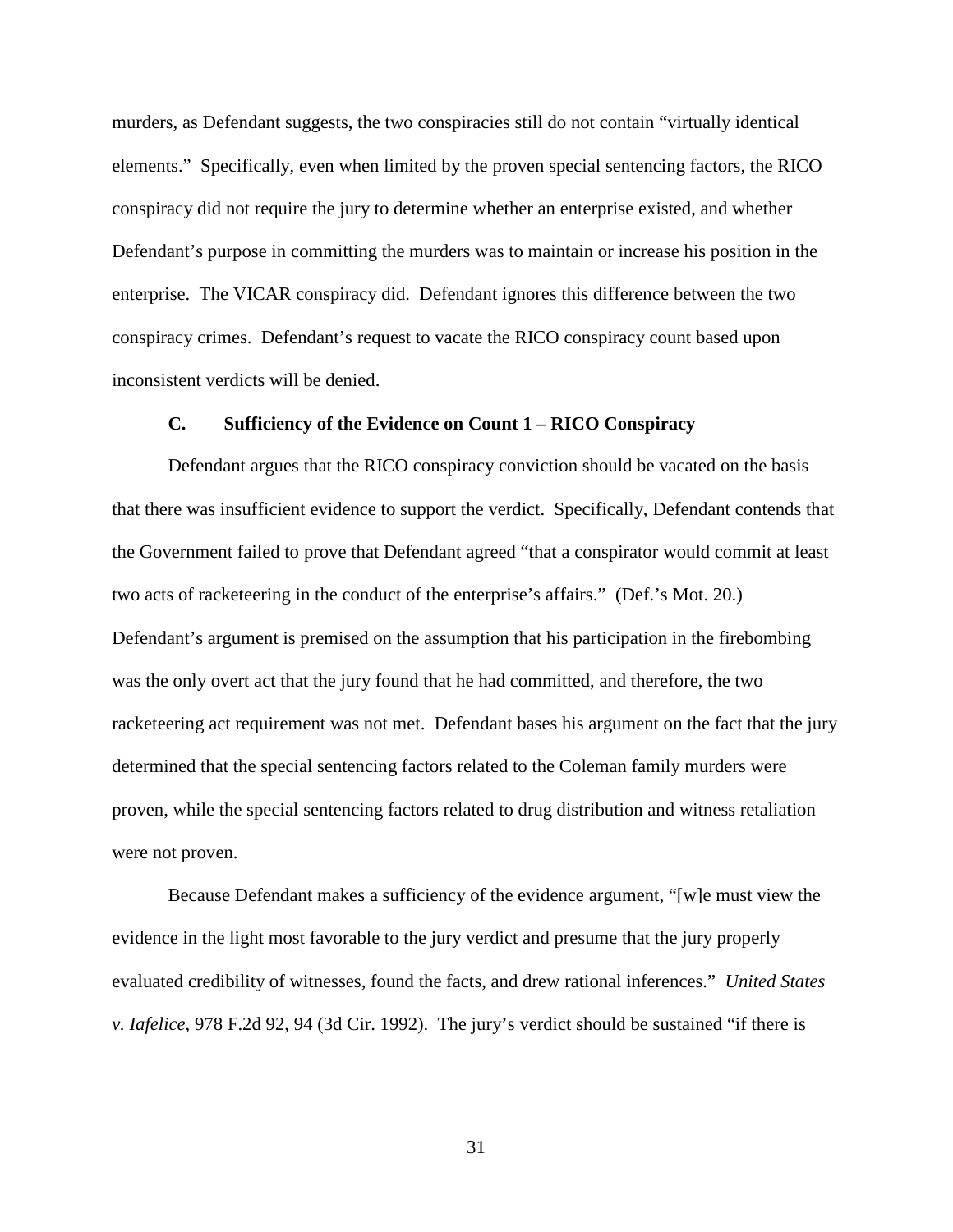murders, as Defendant suggests, the two conspiracies still do not contain "virtually identical elements." Specifically, even when limited by the proven special sentencing factors, the RICO conspiracy did not require the jury to determine whether an enterprise existed, and whether Defendant's purpose in committing the murders was to maintain or increase his position in the enterprise. The VICAR conspiracy did. Defendant ignores this difference between the two conspiracy crimes. Defendant's request to vacate the RICO conspiracy count based upon inconsistent verdicts will be denied.

### C. Sufficiency of the Evidence on Count 1 – RICO Conspiracy

Defendant argues that the RICO conspiracy conviction should be vacated on the basis that there was insufficient evidence to support the verdict. Specifically, Defendant contends that the Government failed to prove that Defendant agreed "that a conspirator would commit at least two acts of racketeering in the conduct of the enterprise's affairs." (Def.'s Mot. 20.) Defendant's argument is premised on the assumption that his participation in the firebombing was the only overt act that the jury found that he had committed, and therefore, the two racketeering act requirement was not met. Defendant bases his argument on the fact that the jury determined that the special sentencing factors related to the Coleman family murders were proven, while the special sentencing factors related to drug distribution and witness retaliation were not proven.

Because Defendant makes a sufficiency of the evidence argument, "[w]e must view the evidence in the light most favorable to the jury verdict and presume that the jury properly evaluated credibility of witnesses, found the facts, and drew rational inferences." *United States v. Iafelice*, 978 F.2d 92, 94 (3d Cir. 1992). The jury's verdict should be sustained "if there is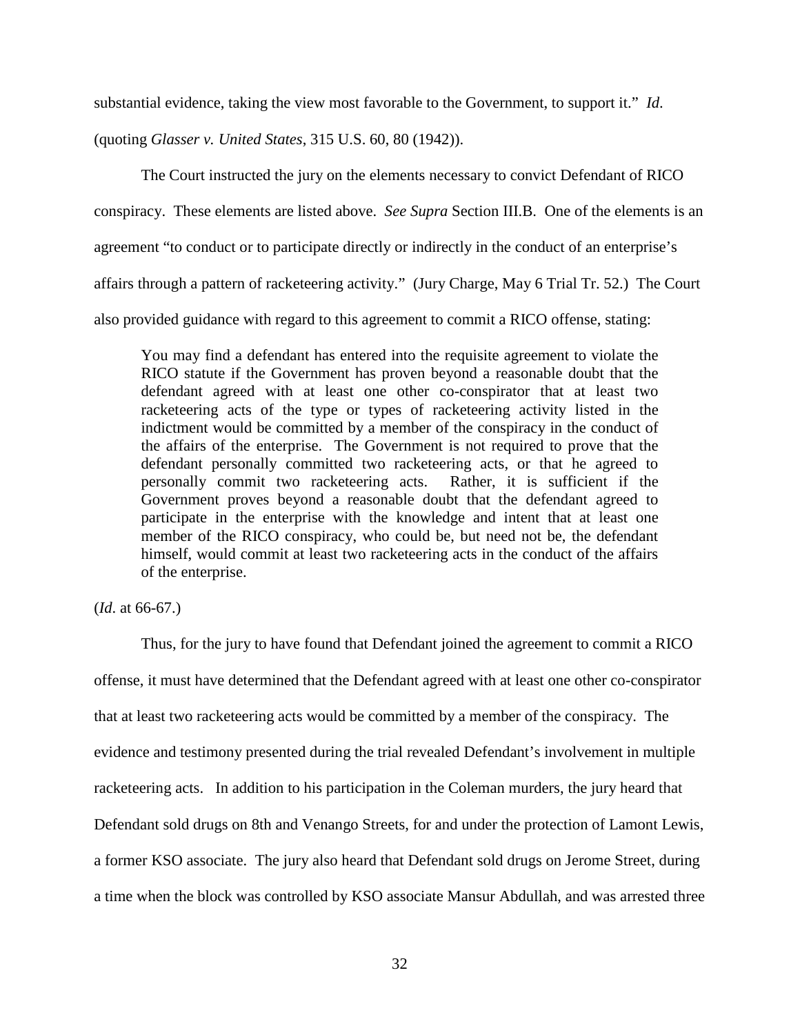substantial evidence, taking the view most favorable to the Government, to support it." *Id.* (quoting *Glasser v. United States*, 315 U.S. 60, 80 (1942)).

The Court instructed the jury on the elements necessary to convict Defendant of RICO conspiracy. These elements are listed above. *See Supra* Section III.B. One of the elements is an agreement "to conduct or to participate directly or indirectly in the conduct of an enterprise's affairs through a pattern of racketeering activity." (Jury Charge, May 6 Trial Tr. 52.) The Court also provided guidance with regard to this agreement to commit a RICO offense, stating:

> You may find a defendant has entered into the requisite agreement to violate the RICO statute if the Government has proven beyond a reasonable doubt that the defendant agreed with at least one other co-conspirator that at least two racketeering acts of the type or types of racketeering activity listed in the indictment would be committed by a member of the conspiracy in the conduct of the affairs of the enterprise. The Government is not required to prove that the defendant personally committed two racketeering acts, or that he agreed to personally commit two racketeering acts. Rather, it is sufficient if the Government proves beyond a reasonable doubt that the defendant agreed to participate in the enterprise with the knowledge and intent that at least one member of the RICO conspiracy, who could be, but need not be, the defendant himself, would commit at least two racketeering acts in the conduct of the affairs of the enterprise.

(*Id*. at 66-67.)

Thus, for the jury to have found that Defendant joined the agreement to commit a RICO offense, it must have determined that the Defendant agreed with at least one other co-conspirator that at least two racketeering acts would be committed by a member of the conspiracy. The evidence and testimony presented during the trial revealed Defendant's involvement in multiple racketeering acts. In addition to his participation in the Coleman murders, the jury heard that Defendant sold drugs on 8th and Venango Streets, for and under the protection of Lamont Lewis, a former KSO associate. The jury also heard that Defendant sold drugs on Jerome Street, during a time when the block was controlled by KSO associate Mansur Abdullah, and was arrested three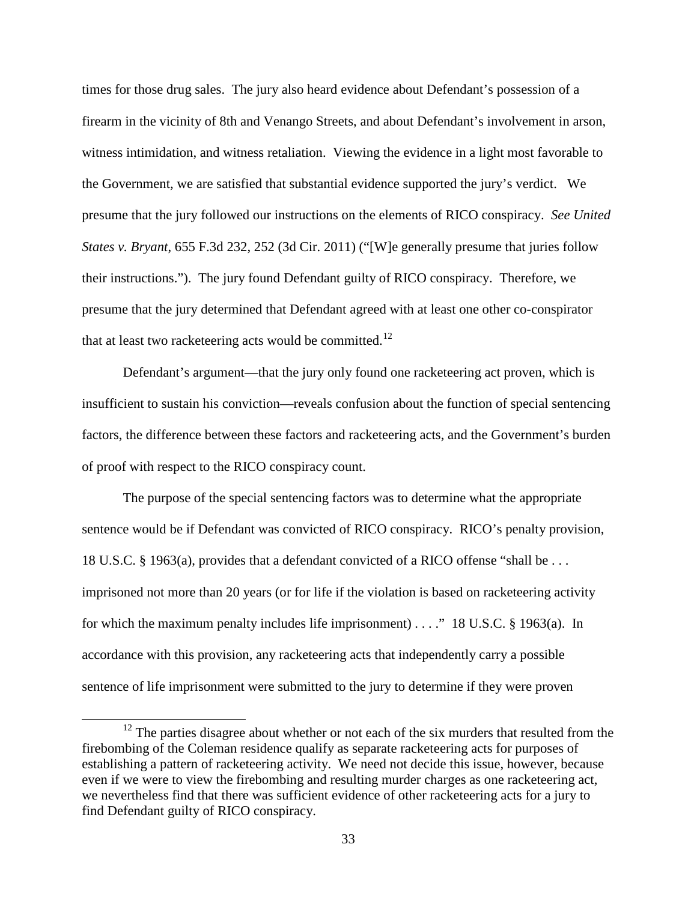times for those drug sales. The jury also heard evidence about Defendant's possession of a firearm in the vicinity of 8th and Venango Streets, and about Defendant's involvement in arson, witness intimidation, and witness retaliation. Viewing the evidence in a light most favorable to the Government, we are satisfied that substantial evidence supported the jury's verdict. We presume that the jury followed our instructions on the elements of RICO conspiracy. *See United States v. Bryant*, 655 F.3d 232, 252 (3d Cir. 2011) ("[W]e generally presume that juries follow their instructions."). The jury found Defendant guilty of RICO conspiracy. Therefore, we presume that the jury determined that Defendant agreed with at least one other co-conspirator that at least two racketeering acts would be committed.[12]

Defendant's argument—that the jury only found one racketeering act proven, which is insufficient to sustain his conviction—reveals confusion about the function of special sentencing factors, the difference between these factors and racketeering acts, and the Government's burden of proof with respect to the RICO conspiracy count.

The purpose of the special sentencing factors was to determine what the appropriate sentence would be if Defendant was convicted of RICO conspiracy. RICO's penalty provision, 18 U.S.C. § 1963(a), provides that a defendant convicted of a RICO offense "shall be . . . imprisoned not more than 20 years (or for life if the violation is based on racketeering activity for which the maximum penalty includes life imprisonment) . . . ." 18 U.S.C. § 1963(a). In accordance with this provision, any racketeering acts that independently carry a possible sentence of life imprisonment were submitted to the jury to determine if they were proven

[12] The parties disagree about whether or not each of the six murders that resulted from the firebombing of the Coleman residence qualify as separate racketeering acts for purposes of establishing a pattern of racketeering activity. We need not decide this issue, however, because even if we were to view the firebombing and resulting murder charges as one racketeering act, we nevertheless find that there was sufficient evidence of other racketeering acts for a jury to find Defendant guilty of RICO conspiracy.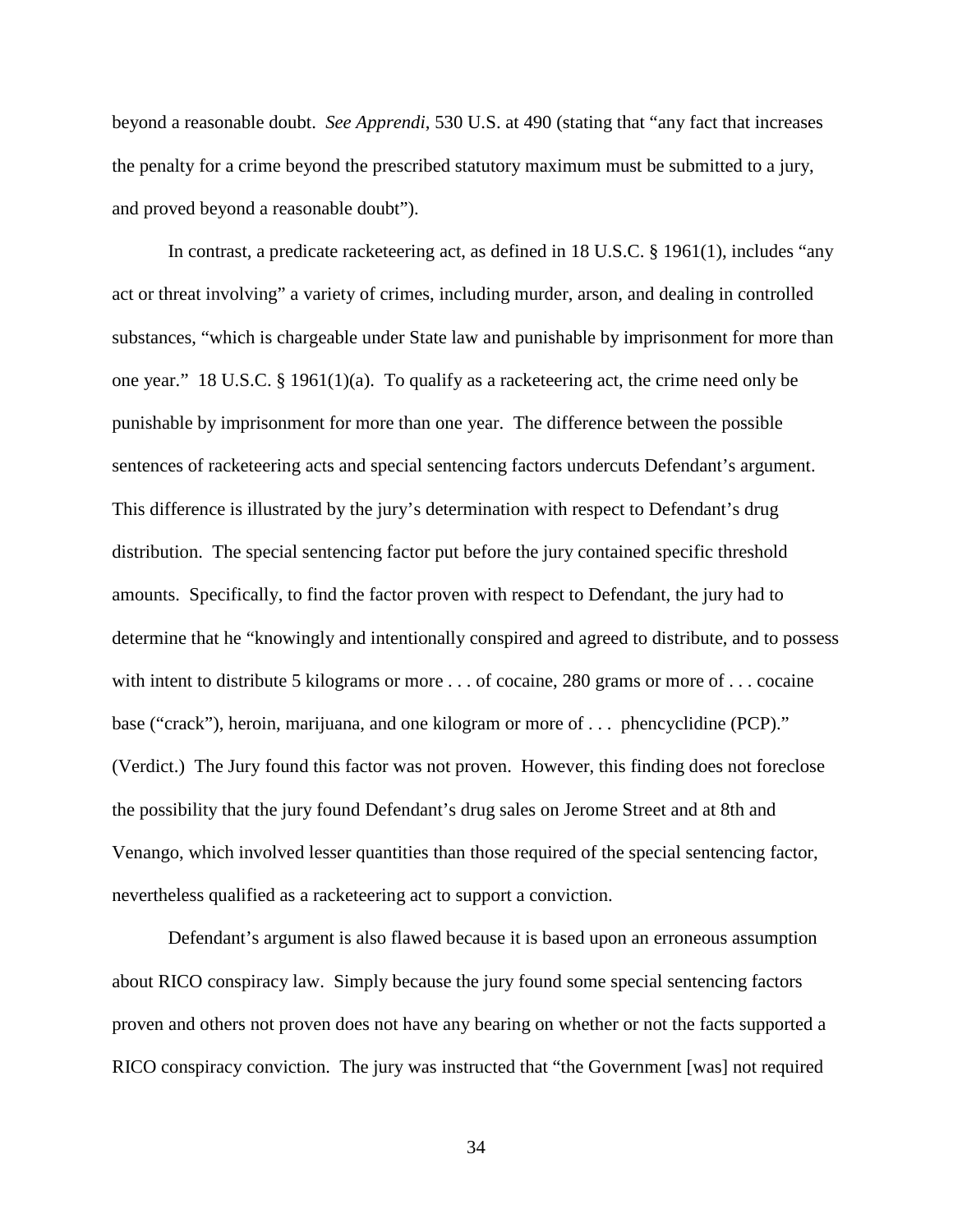beyond a reasonable doubt. *See Apprendi*, 530 U.S. at 490 (stating that "any fact that increases the penalty for a crime beyond the prescribed statutory maximum must be submitted to a jury, and proved beyond a reasonable doubt").

In contrast, a predicate racketeering act, as defined in 18 U.S.C. § 1961(1), includes "any act or threat involving" a variety of crimes, including murder, arson, and dealing in controlled substances, "which is chargeable under State law and punishable by imprisonment for more than one year." 18 U.S.C. § 1961(1)(a). To qualify as a racketeering act, the crime need only be punishable by imprisonment for more than one year. The difference between the possible sentences of racketeering acts and special sentencing factors undercuts Defendant's argument. This difference is illustrated by the jury's determination with respect to Defendant's drug distribution. The special sentencing factor put before the jury contained specific threshold amounts. Specifically, to find the factor proven with respect to Defendant, the jury had to determine that he "knowingly and intentionally conspired and agreed to distribute, and to possess with intent to distribute 5 kilograms or more . . . of cocaine, 280 grams or more of . . . cocaine base ("crack"), heroin, marijuana, and one kilogram or more of . . . phencyclidine (PCP)." (Verdict.) The Jury found this factor was not proven. However, this finding does not foreclose the possibility that the jury found Defendant's drug sales on Jerome Street and at 8th and Venango, which involved lesser quantities than those required of the special sentencing factor, nevertheless qualified as a racketeering act to support a conviction.

Defendant's argument is also flawed because it is based upon an erroneous assumption about RICO conspiracy law. Simply because the jury found some special sentencing factors proven and others not proven does not have any bearing on whether or not the facts supported a RICO conspiracy conviction. The jury was instructed that "the Government [was] not required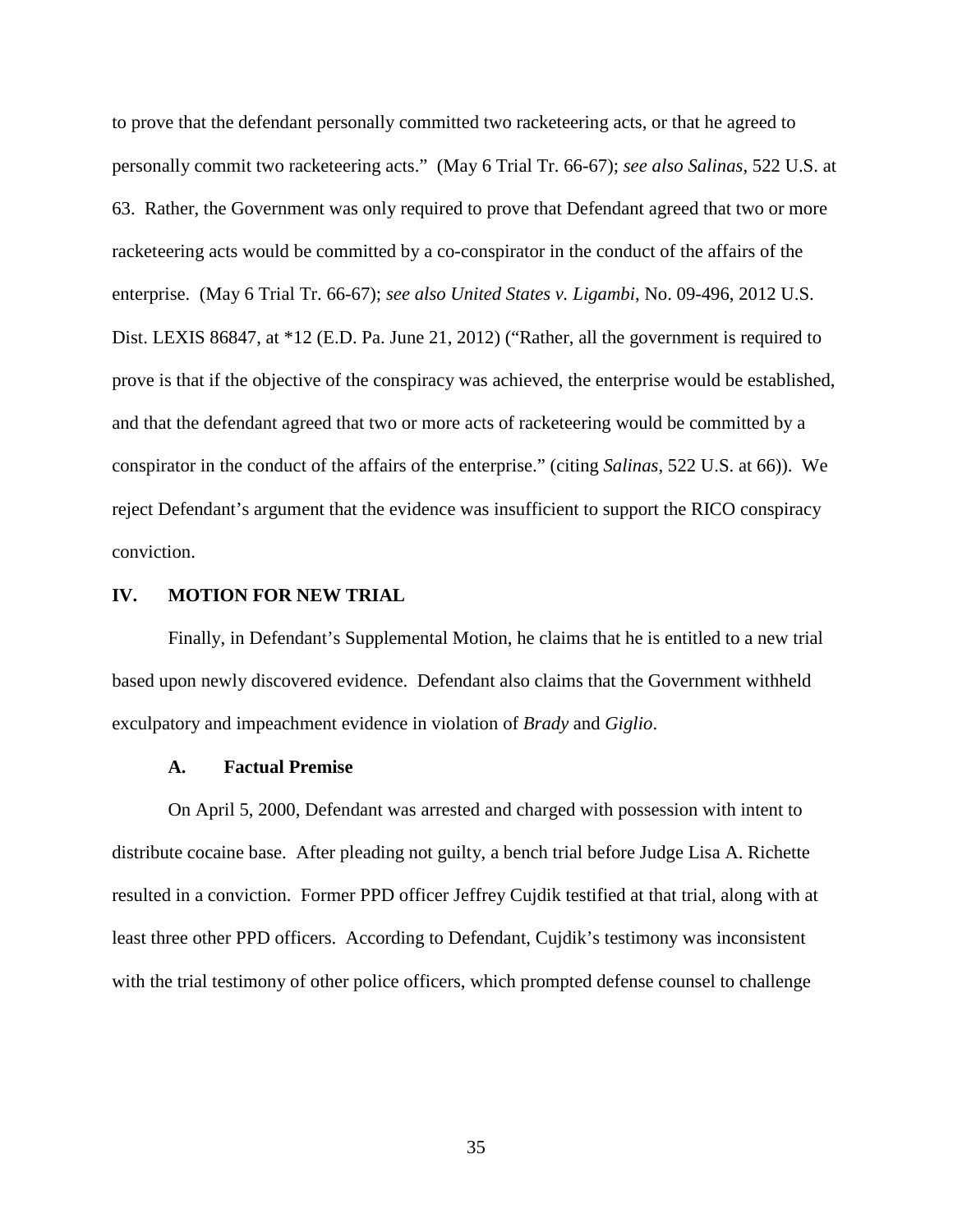to prove that the defendant personally committed two racketeering acts, or that he agreed to personally commit two racketeering acts." (May 6 Trial Tr. 66-67); *see also Salinas*, 522 U.S. at 63. Rather, the Government was only required to prove that Defendant agreed that two or more racketeering acts would be committed by a co-conspirator in the conduct of the affairs of the enterprise. (May 6 Trial Tr. 66-67); *see also United States v. Ligambi*, No. 09-496, 2012 U.S. Dist. LEXIS 86847, at *12 (E.D. Pa. June 21, 2012) ("Rather, all the government is required to prove is that if the objective of the conspiracy was achieved, the enterprise would be established, and that the defendant agreed that two or more acts of racketeering would be committed by a conspirator in the conduct of the affairs of the enterprise." (citing *Salinas*, 522 U.S. at 66)). We reject Defendant's argument that the evidence was insufficient to support the RICO conspiracy conviction.

## IV. MOTION FOR NEW TRIAL

Finally, in Defendant's Supplemental Motion, he claims that he is entitled to a new trial based upon newly discovered evidence. Defendant also claims that the Government withheld exculpatory and impeachment evidence in violation of *Brady* and *Giglio*.

### A. Factual Premise

On April 5, 2000, Defendant was arrested and charged with possession with intent to distribute cocaine base. After pleading not guilty, a bench trial before Judge Lisa A. Richette resulted in a conviction. Former PPD officer Jeffrey Cujdik testified at that trial, along with at least three other PPD officers. According to Defendant, Cujdik's testimony was inconsistent with the trial testimony of other police officers, which prompted defense counsel to challenge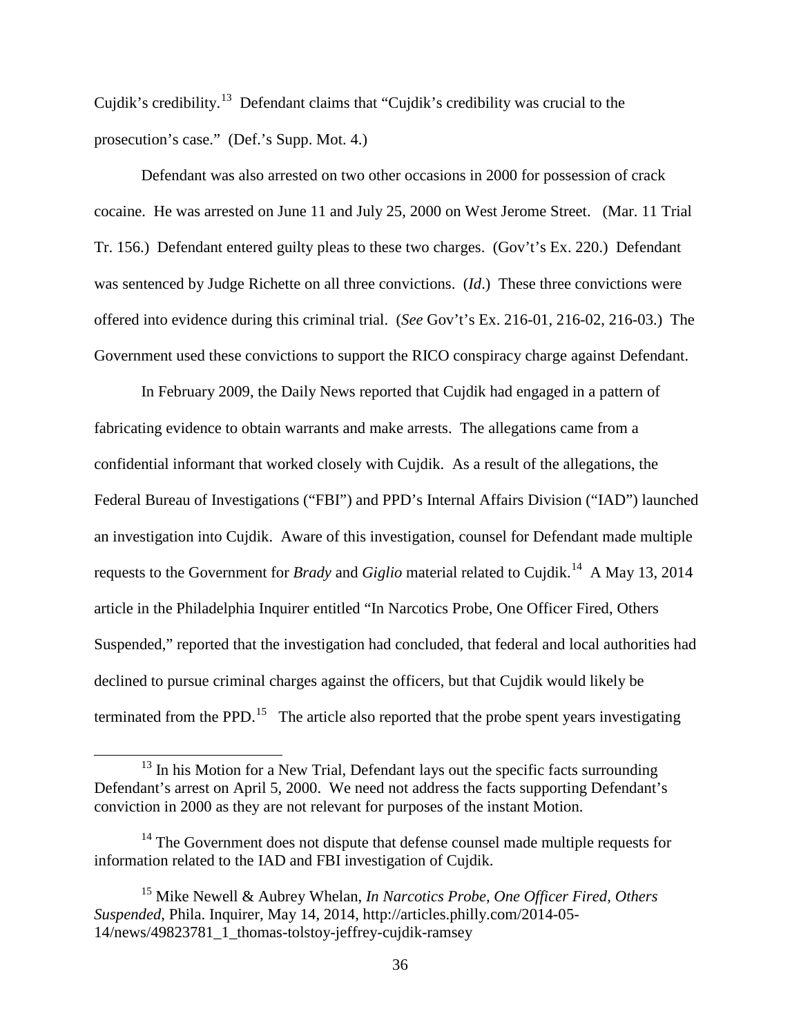Cujdik's credibility.[13] Defendant claims that "Cujdik's credibility was crucial to the prosecution's case." (Def.'s Supp. Mot. 4.)

Defendant was also arrested on two other occasions in 2000 for possession of crack cocaine. He was arrested on June 11 and July 25, 2000 on West Jerome Street. (Mar. 11 Trial Tr. 156.) Defendant entered guilty pleas to these two charges. (Gov't's Ex. 220.) Defendant was sentenced by Judge Richette on all three convictions. (*Id*.) These three convictions were offered into evidence during this criminal trial. (*See* Gov't's Ex. 216-01, 216-02, 216-03.) The Government used these convictions to support the RICO conspiracy charge against Defendant.

In February 2009, the Daily News reported that Cujdik had engaged in a pattern of fabricating evidence to obtain warrants and make arrests. The allegations came from a confidential informant that worked closely with Cujdik. As a result of the allegations, the Federal Bureau of Investigations ("FBI") and PPD's Internal Affairs Division ("IAD") launched an investigation into Cujdik. Aware of this investigation, counsel for Defendant made multiple requests to the Government for *Brady* and *Giglio* material related to Cujdik.[14] A May 13, 2014 article in the Philadelphia Inquirer entitled "In Narcotics Probe, One Officer Fired, Others Suspended," reported that the investigation had concluded, that federal and local authorities had declined to pursue criminal charges against the officers, but that Cujdik would likely be terminated from the PPD.[15] The article also reported that the probe spent years investigating

---

[13] In his Motion for a New Trial, Defendant lays out the specific facts surrounding Defendant's arrest on April 5, 2000. We need not address the facts supporting Defendant's conviction in 2000 as they are not relevant for purposes of the instant Motion.

[14] The Government does not dispute that defense counsel made multiple requests for information related to the IAD and FBI investigation of Cujdik.

[15] Mike Newell & Aubrey Whelan, *In Narcotics Probe, One Officer Fired, Others Suspended*, Phila. Inquirer, May 14, 2014, http://articles.philly.com/2014-05-14/news/49823781_1_thomas-tolstoy-jeffrey-cujdik-ramsey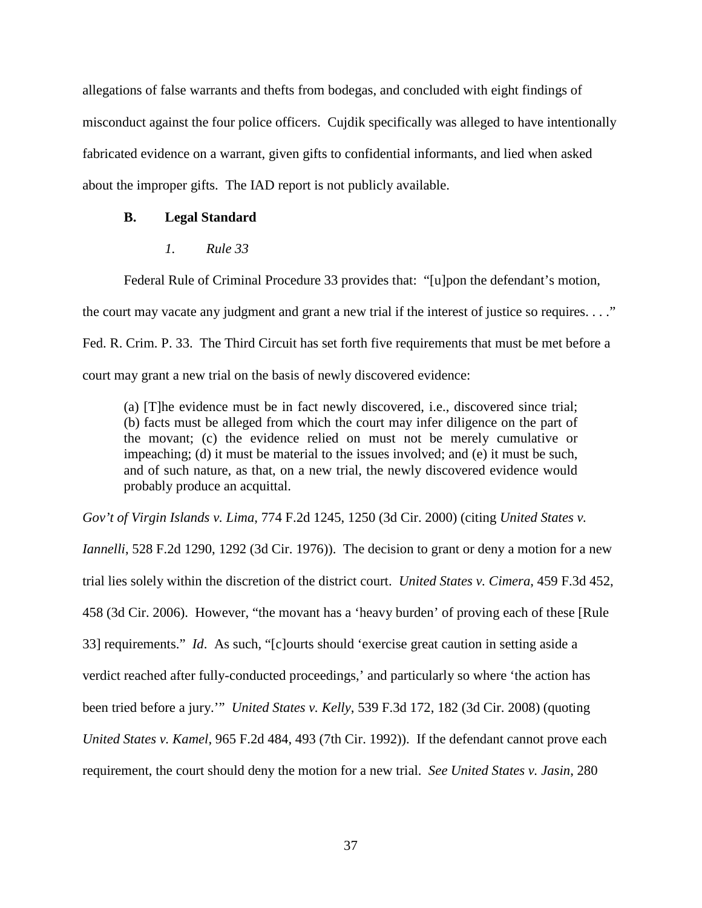allegations of false warrants and thefts from bodegas, and concluded with eight findings of misconduct against the four police officers. Cujdik specifically was alleged to have intentionally fabricated evidence on a warrant, given gifts to confidential informants, and lied when asked about the improper gifts. The IAD report is not publicly available.

### B. Legal Standard

#### *1. Rule 33*

Federal Rule of Criminal Procedure 33 provides that: "[u]pon the defendant's motion, the court may vacate any judgment and grant a new trial if the interest of justice so requires. . . ." Fed. R. Crim. P. 33. The Third Circuit has set forth five requirements that must be met before a court may grant a new trial on the basis of newly discovered evidence:

> (a) [T]he evidence must be in fact newly discovered, i.e., discovered since trial; (b) facts must be alleged from which the court may infer diligence on the part of the movant; (c) the evidence relied on must not be merely cumulative or impeaching; (d) it must be material to the issues involved; and (e) it must be such, and of such nature, as that, on a new trial, the newly discovered evidence would probably produce an acquittal.

*Gov't of Virgin Islands v. Lima*, 774 F.2d 1245, 1250 (3d Cir. 2000) (citing *United States v. Iannelli*, 528 F.2d 1290, 1292 (3d Cir. 1976)). The decision to grant or deny a motion for a new trial lies solely within the discretion of the district court. *United States v. Cimera*, 459 F.3d 452, 458 (3d Cir. 2006). However, "the movant has a 'heavy burden' of proving each of these [Rule 33] requirements." *Id*. As such, "[c]ourts should 'exercise great caution in setting aside a verdict reached after fully-conducted proceedings,' and particularly so where 'the action has been tried before a jury.'" *United States v. Kelly*, 539 F.3d 172, 182 (3d Cir. 2008) (quoting *United States v. Kamel*, 965 F.2d 484, 493 (7th Cir. 1992)). If the defendant cannot prove each requirement, the court should deny the motion for a new trial. *See United States v. Jasin*, 280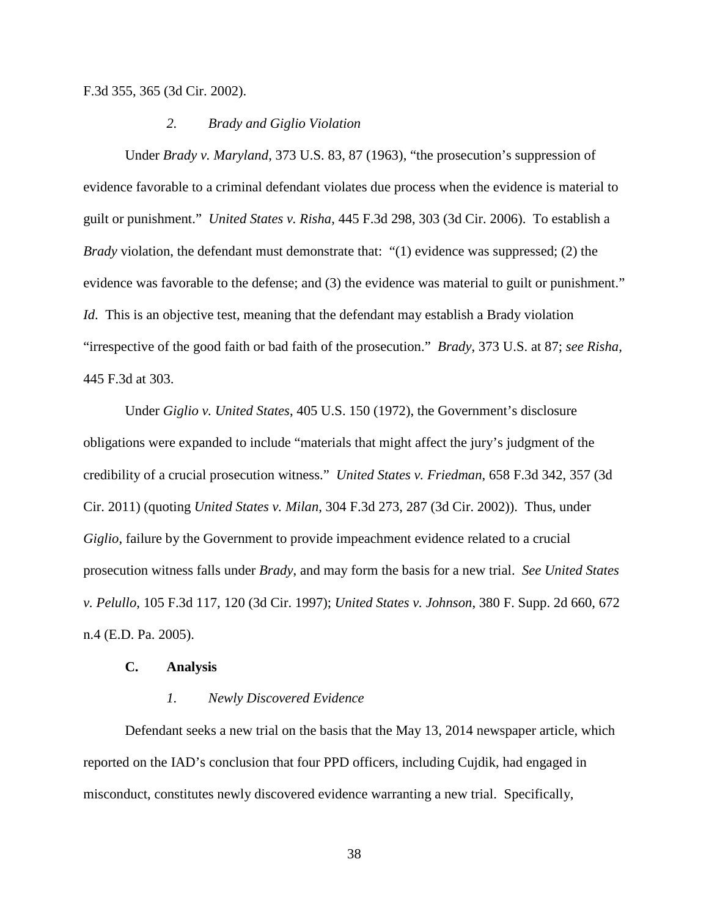F.3d 355, 365 (3d Cir. 2002).

### *2. Brady and Giglio Violation*

Under *Brady v. Maryland*, 373 U.S. 83, 87 (1963), "the prosecution's suppression of evidence favorable to a criminal defendant violates due process when the evidence is material to guilt or punishment." *United States v. Risha*, 445 F.3d 298, 303 (3d Cir. 2006). To establish a *Brady* violation, the defendant must demonstrate that: "(1) evidence was suppressed; (2) the evidence was favorable to the defense; and (3) the evidence was material to guilt or punishment." *Id*. This is an objective test, meaning that the defendant may establish a Brady violation "irrespective of the good faith or bad faith of the prosecution." *Brady*, 373 U.S. at 87; *see Risha*, 445 F.3d at 303.

Under *Giglio v. United States*, 405 U.S. 150 (1972), the Government's disclosure obligations were expanded to include "materials that might affect the jury's judgment of the credibility of a crucial prosecution witness." *United States v. Friedman*, 658 F.3d 342, 357 (3d Cir. 2011) (quoting *United States v. Milan*, 304 F.3d 273, 287 (3d Cir. 2002)). Thus, under *Giglio*, failure by the Government to provide impeachment evidence related to a crucial prosecution witness falls under *Brady*, and may form the basis for a new trial. *See United States v. Pelullo*, 105 F.3d 117, 120 (3d Cir. 1997); *United States v. Johnson*, 380 F. Supp. 2d 660, 672 n.4 (E.D. Pa. 2005).

## C. Analysis

### *1. Newly Discovered Evidence*

Defendant seeks a new trial on the basis that the May 13, 2014 newspaper article, which reported on the IAD's conclusion that four PPD officers, including Cujdik, had engaged in misconduct, constitutes newly discovered evidence warranting a new trial. Specifically,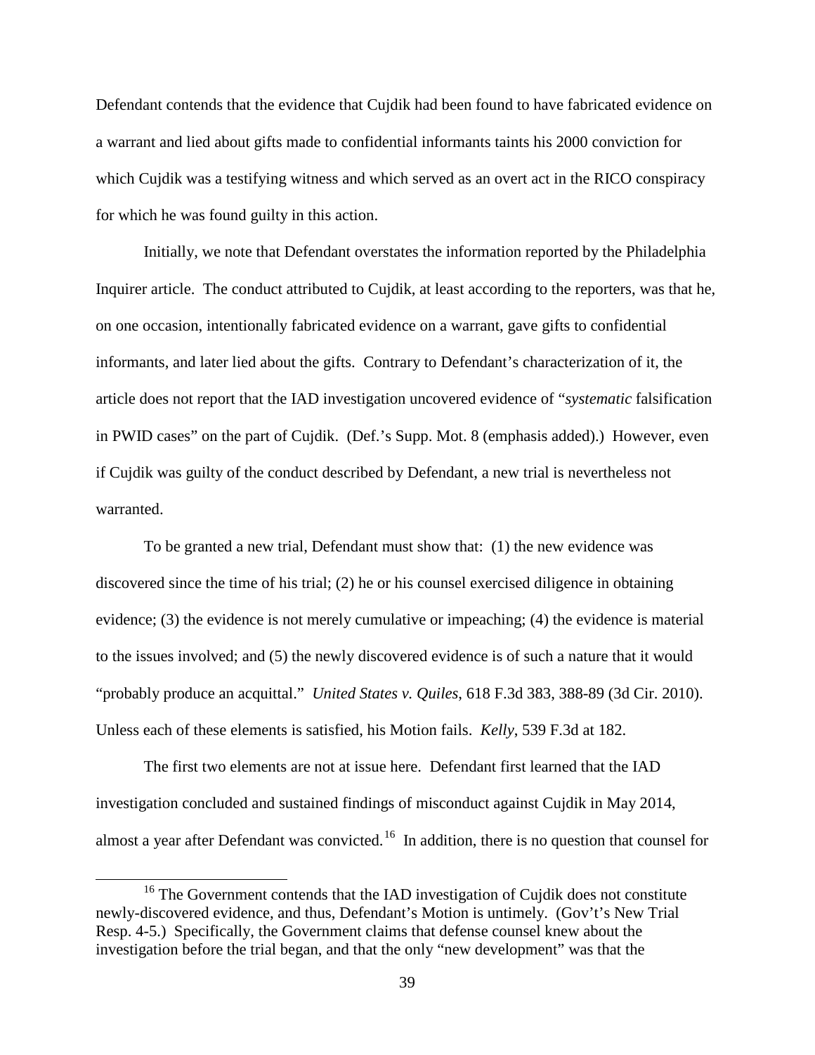Defendant contends that the evidence that Cujdik had been found to have fabricated evidence on a warrant and lied about gifts made to confidential informants taints his 2000 conviction for which Cujdik was a testifying witness and which served as an overt act in the RICO conspiracy for which he was found guilty in this action.

Initially, we note that Defendant overstates the information reported by the Philadelphia Inquirer article. The conduct attributed to Cujdik, at least according to the reporters, was that he, on one occasion, intentionally fabricated evidence on a warrant, gave gifts to confidential informants, and later lied about the gifts. Contrary to Defendant's characterization of it, the article does not report that the IAD investigation uncovered evidence of "*systematic* falsification in PWID cases" on the part of Cujdik. (Def.'s Supp. Mot. 8 (emphasis added).) However, even if Cujdik was guilty of the conduct described by Defendant, a new trial is nevertheless not warranted.

To be granted a new trial, Defendant must show that: (1) the new evidence was discovered since the time of his trial; (2) he or his counsel exercised diligence in obtaining evidence; (3) the evidence is not merely cumulative or impeaching; (4) the evidence is material to the issues involved; and (5) the newly discovered evidence is of such a nature that it would "probably produce an acquittal." *United States v. Quiles*, 618 F.3d 383, 388-89 (3d Cir. 2010). Unless each of these elements is satisfied, his Motion fails. *Kelly*, 539 F.3d at 182.

The first two elements are not at issue here. Defendant first learned that the IAD investigation concluded and sustained findings of misconduct against Cujdik in May 2014, almost a year after Defendant was convicted.[16] In addition, there is no question that counsel for

[16] The Government contends that the IAD investigation of Cujdik does not constitute newly-discovered evidence, and thus, Defendant's Motion is untimely. (Gov't's New Trial Resp. 4-5.) Specifically, the Government claims that defense counsel knew about the investigation before the trial began, and that the only "new development" was that the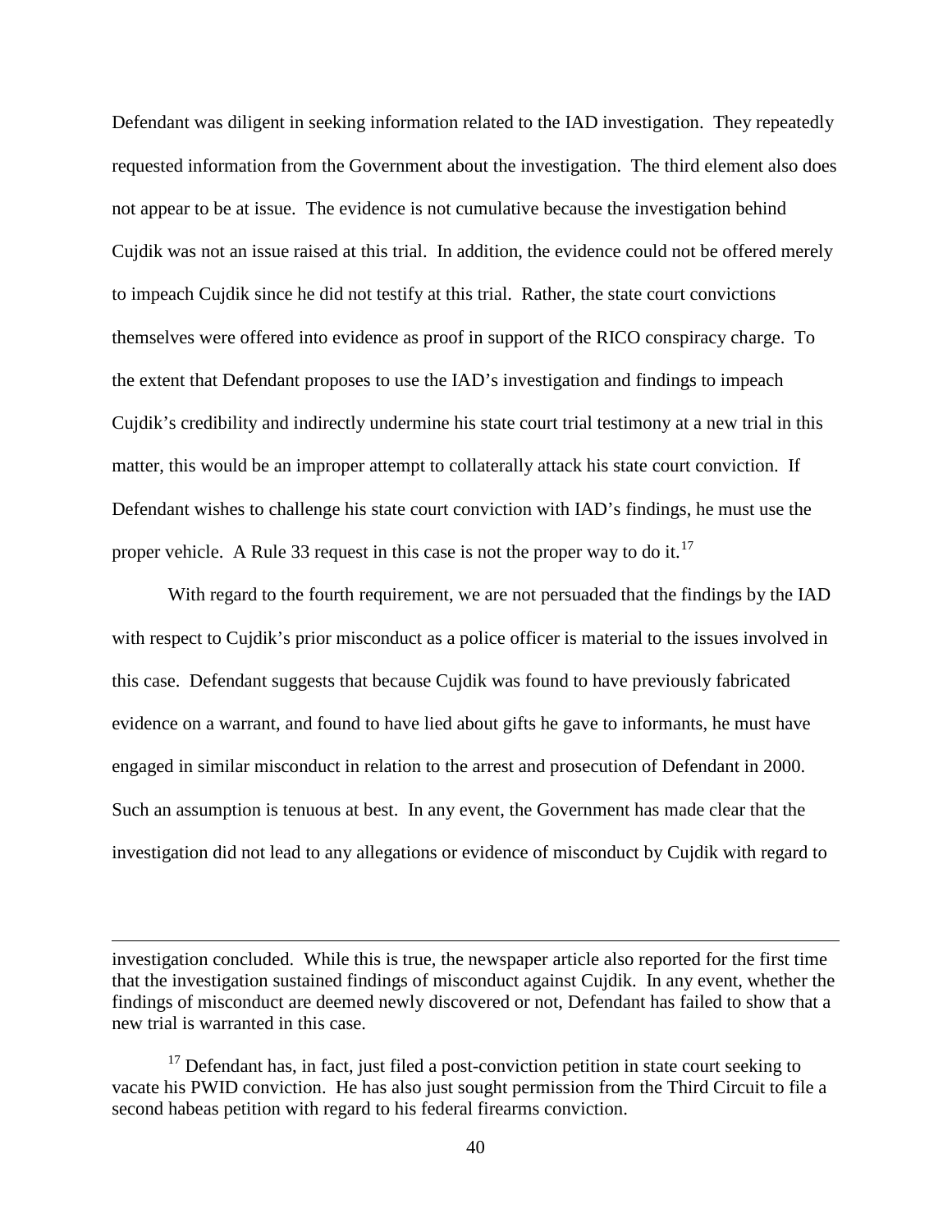Defendant was diligent in seeking information related to the IAD investigation. They repeatedly requested information from the Government about the investigation. The third element also does not appear to be at issue. The evidence is not cumulative because the investigation behind Cujdik was not an issue raised at this trial. In addition, the evidence could not be offered merely to impeach Cujdik since he did not testify at this trial. Rather, the state court convictions themselves were offered into evidence as proof in support of the RICO conspiracy charge. To the extent that Defendant proposes to use the IAD's investigation and findings to impeach Cujdik's credibility and indirectly undermine his state court trial testimony at a new trial in this matter, this would be an improper attempt to collaterally attack his state court conviction. If Defendant wishes to challenge his state court conviction with IAD's findings, he must use the proper vehicle. A Rule 33 request in this case is not the proper way to do it.[17]

With regard to the fourth requirement, we are not persuaded that the findings by the IAD with respect to Cujdik's prior misconduct as a police officer is material to the issues involved in this case. Defendant suggests that because Cujdik was found to have previously fabricated evidence on a warrant, and found to have lied about gifts he gave to informants, he must have engaged in similar misconduct in relation to the arrest and prosecution of Defendant in 2000. Such an assumption is tenuous at best. In any event, the Government has made clear that the investigation did not lead to any allegations or evidence of misconduct by Cujdik with regard to

---

investigation concluded. While this is true, the newspaper article also reported for the first time that the investigation sustained findings of misconduct against Cujdik. In any event, whether the findings of misconduct are deemed newly discovered or not, Defendant has failed to show that a new trial is warranted in this case.

[17] Defendant has, in fact, just filed a post-conviction petition in state court seeking to vacate his PWID conviction. He has also just sought permission from the Third Circuit to file a second habeas petition with regard to his federal firearms conviction.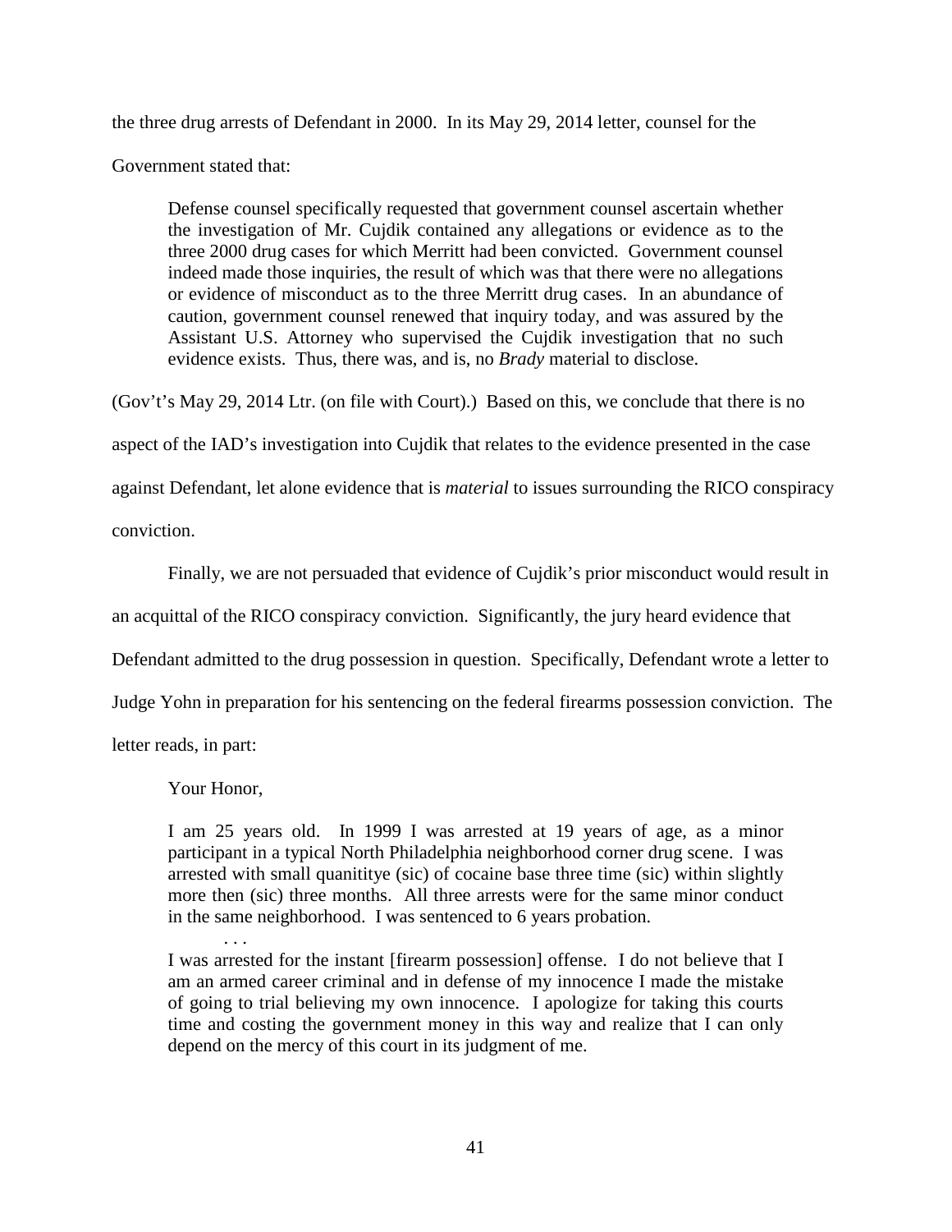the three drug arrests of Defendant in 2000. In its May 29, 2014 letter, counsel for the Government stated that:

> Defense counsel specifically requested that government counsel ascertain whether the investigation of Mr. Cujdik contained any allegations or evidence as to the three 2000 drug cases for which Merritt had been convicted. Government counsel indeed made those inquiries, the result of which was that there were no allegations or evidence of misconduct as to the three Merritt drug cases. In an abundance of caution, government counsel renewed that inquiry today, and was assured by the Assistant U.S. Attorney who supervised the Cujdik investigation that no such evidence exists. Thus, there was, and is, no *Brady* material to disclose.

(Gov't's May 29, 2014 Ltr. (on file with Court).) Based on this, we conclude that there is no aspect of the IAD's investigation into Cujdik that relates to the evidence presented in the case against Defendant, let alone evidence that is *material* to issues surrounding the RICO conspiracy conviction.

Finally, we are not persuaded that evidence of Cujdik's prior misconduct would result in an acquittal of the RICO conspiracy conviction. Significantly, the jury heard evidence that Defendant admitted to the drug possession in question. Specifically, Defendant wrote a letter to Judge Yohn in preparation for his sentencing on the federal firearms possession conviction. The letter reads, in part:

> Your Honor,
>
> I am 25 years old. In 1999 I was arrested at 19 years of age, as a minor participant in a typical North Philadelphia neighborhood corner drug scene. I was arrested with small quanititye (sic) of cocaine base three time (sic) within slightly more then (sic) three months. All three arrests were for the same minor conduct in the same neighborhood. I was sentenced to 6 years probation.
>
> . . .
>
> I was arrested for the instant [firearm possession] offense. I do not believe that I am an armed career criminal and in defense of my innocence I made the mistake of going to trial believing my own innocence. I apologize for taking this courts time and costing the government money in this way and realize that I can only depend on the mercy of this court in its judgment of me.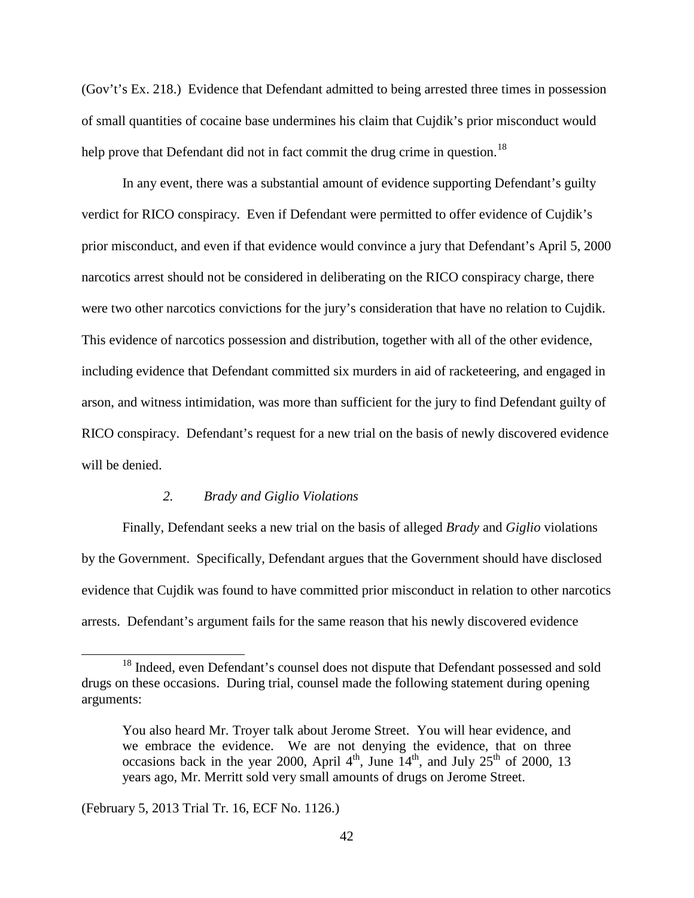(Gov't's Ex. 218.) Evidence that Defendant admitted to being arrested three times in possession of small quantities of cocaine base undermines his claim that Cujdik's prior misconduct would help prove that Defendant did not in fact commit the drug crime in question.[18]

In any event, there was a substantial amount of evidence supporting Defendant's guilty verdict for RICO conspiracy. Even if Defendant were permitted to offer evidence of Cujdik's prior misconduct, and even if that evidence would convince a jury that Defendant's April 5, 2000 narcotics arrest should not be considered in deliberating on the RICO conspiracy charge, there were two other narcotics convictions for the jury's consideration that have no relation to Cujdik. This evidence of narcotics possession and distribution, together with all of the other evidence, including evidence that Defendant committed six murders in aid of racketeering, and engaged in arson, and witness intimidation, was more than sufficient for the jury to find Defendant guilty of RICO conspiracy. Defendant's request for a new trial on the basis of newly discovered evidence will be denied.

### *2. Brady and Giglio Violations*

Finally, Defendant seeks a new trial on the basis of alleged *Brady* and *Giglio* violations by the Government. Specifically, Defendant argues that the Government should have disclosed evidence that Cujdik was found to have committed prior misconduct in relation to other narcotics arrests. Defendant's argument fails for the same reason that his newly discovered evidence

---

[18] Indeed, even Defendant's counsel does not dispute that Defendant possessed and sold drugs on these occasions. During trial, counsel made the following statement during opening arguments:

> You also heard Mr. Troyer talk about Jerome Street. You will hear evidence, and we embrace the evidence. We are not denying the evidence, that on three occasions back in the year 2000, April 4th, June 14th, and July 25th of 2000, 13 years ago, Mr. Merritt sold very small amounts of drugs on Jerome Street.

(February 5, 2013 Trial Tr. 16, ECF No. 1126.)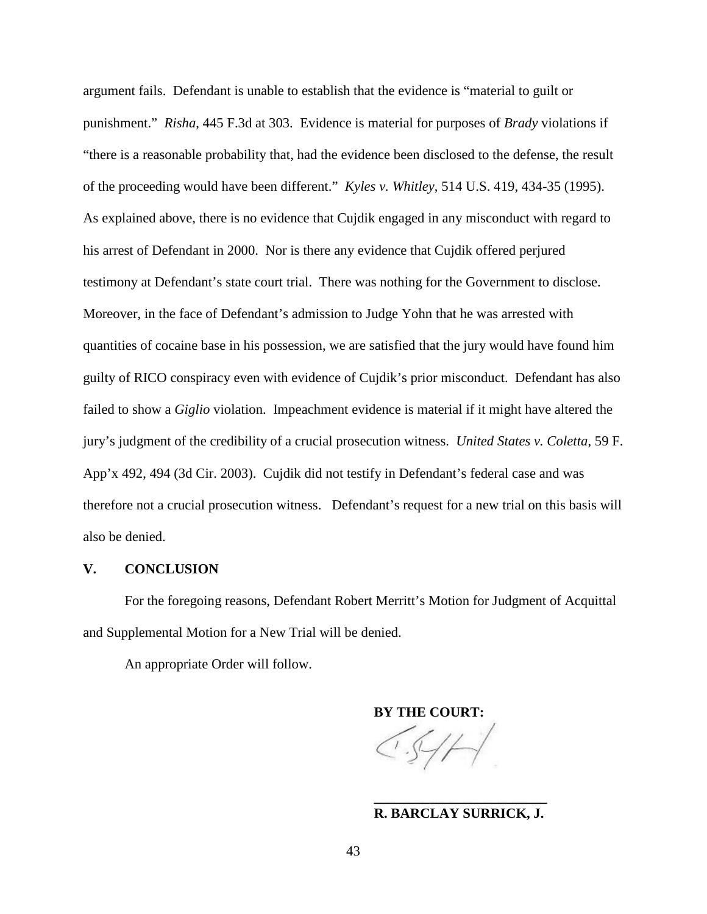argument fails. Defendant is unable to establish that the evidence is "material to guilt or punishment." *Risha*, 445 F.3d at 303. Evidence is material for purposes of *Brady* violations if "there is a reasonable probability that, had the evidence been disclosed to the defense, the result of the proceeding would have been different." *Kyles v. Whitley*, 514 U.S. 419, 434-35 (1995). As explained above, there is no evidence that Cujdik engaged in any misconduct with regard to his arrest of Defendant in 2000. Nor is there any evidence that Cujdik offered perjured testimony at Defendant's state court trial. There was nothing for the Government to disclose. Moreover, in the face of Defendant's admission to Judge Yohn that he was arrested with quantities of cocaine base in his possession, we are satisfied that the jury would have found him guilty of RICO conspiracy even with evidence of Cujdik's prior misconduct. Defendant has also failed to show a *Giglio* violation. Impeachment evidence is material if it might have altered the jury's judgment of the credibility of a crucial prosecution witness. *United States v. Coletta*, 59 F. App'x 492, 494 (3d Cir. 2003). Cujdik did not testify in Defendant's federal case and was therefore not a crucial prosecution witness. Defendant's request for a new trial on this basis will also be denied.

## V. CONCLUSION

For the foregoing reasons, Defendant Robert Merritt's Motion for Judgment of Acquittal and Supplemental Motion for a New Trial will be denied.

An appropriate Order will follow.

**BY THE COURT:**

\_\_\_\_\_\_\_\_\_\_\_\_\_\_\_\_\_\_\_\_\_\_\_\_\_

**R. BARCLAY SURRICK, J.**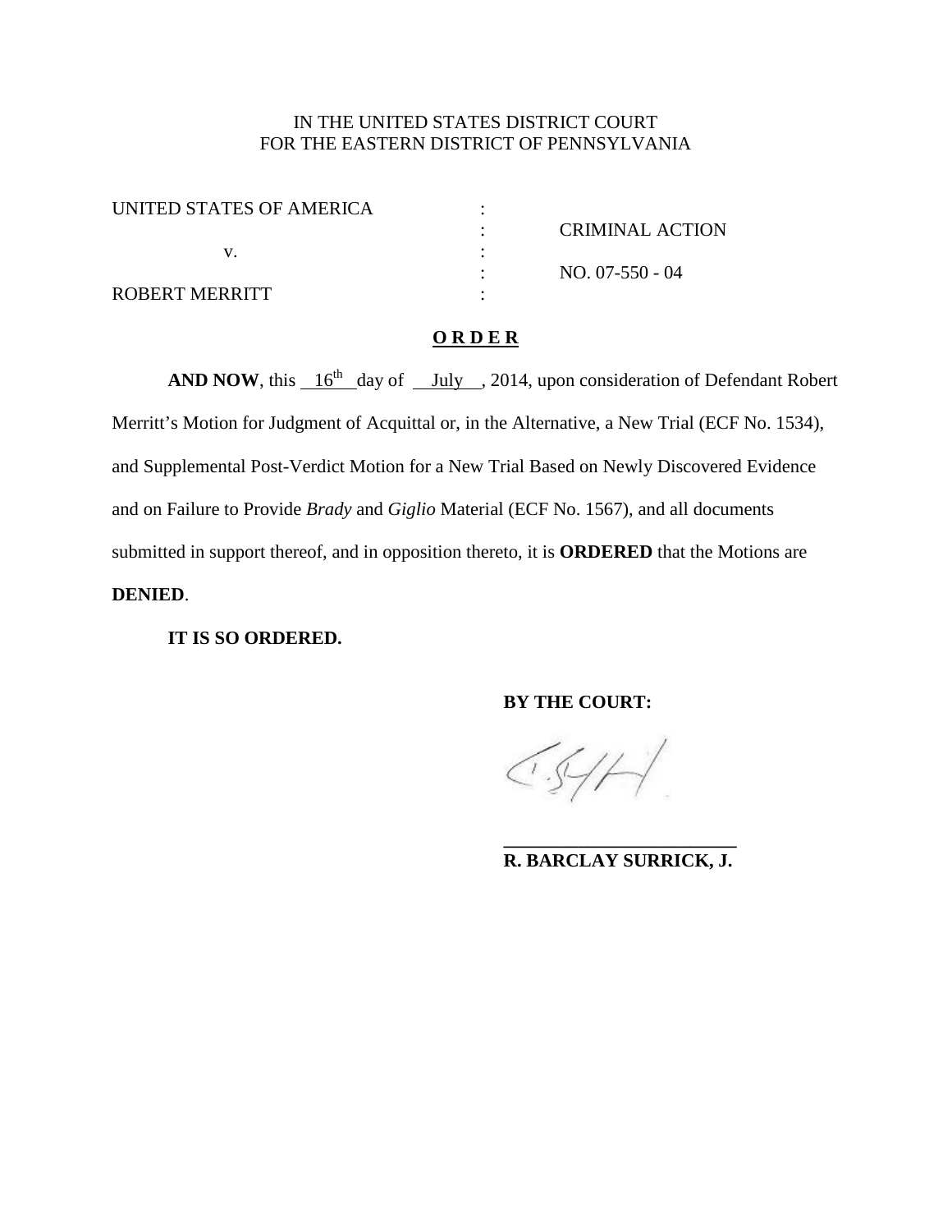IN THE UNITED STATES DISTRICT COURT
FOR THE EASTERN DISTRICT OF PENNSYLVANIA

| | | |
|---|---|---|
| UNITED STATES OF AMERICA | : | |
| | : | CRIMINAL ACTION |
| v. | : | |
| | : | NO. 07-550 - 04 |
| ROBERT MERRITT | : | |

**O R D E R**

**AND NOW**, this 16th day of July, 2014, upon consideration of Defendant Robert Merritt's Motion for Judgment of Acquittal or, in the Alternative, a New Trial (ECF No. 1534), and Supplemental Post-Verdict Motion for a New Trial Based on Newly Discovered Evidence and on Failure to Provide *Brady* and *Giglio* Material (ECF No. 1567), and all documents submitted in support thereof, and in opposition thereto, it is **ORDERED** that the Motions are **DENIED**.

**IT IS SO ORDERED.**

**BY THE COURT:**

\_\_\_\_\_\_\_\_\_\_\_\_\_\_\_\_\_\_\_\_\_\_\_\_
**R. BARCLAY SURRICK, J.**